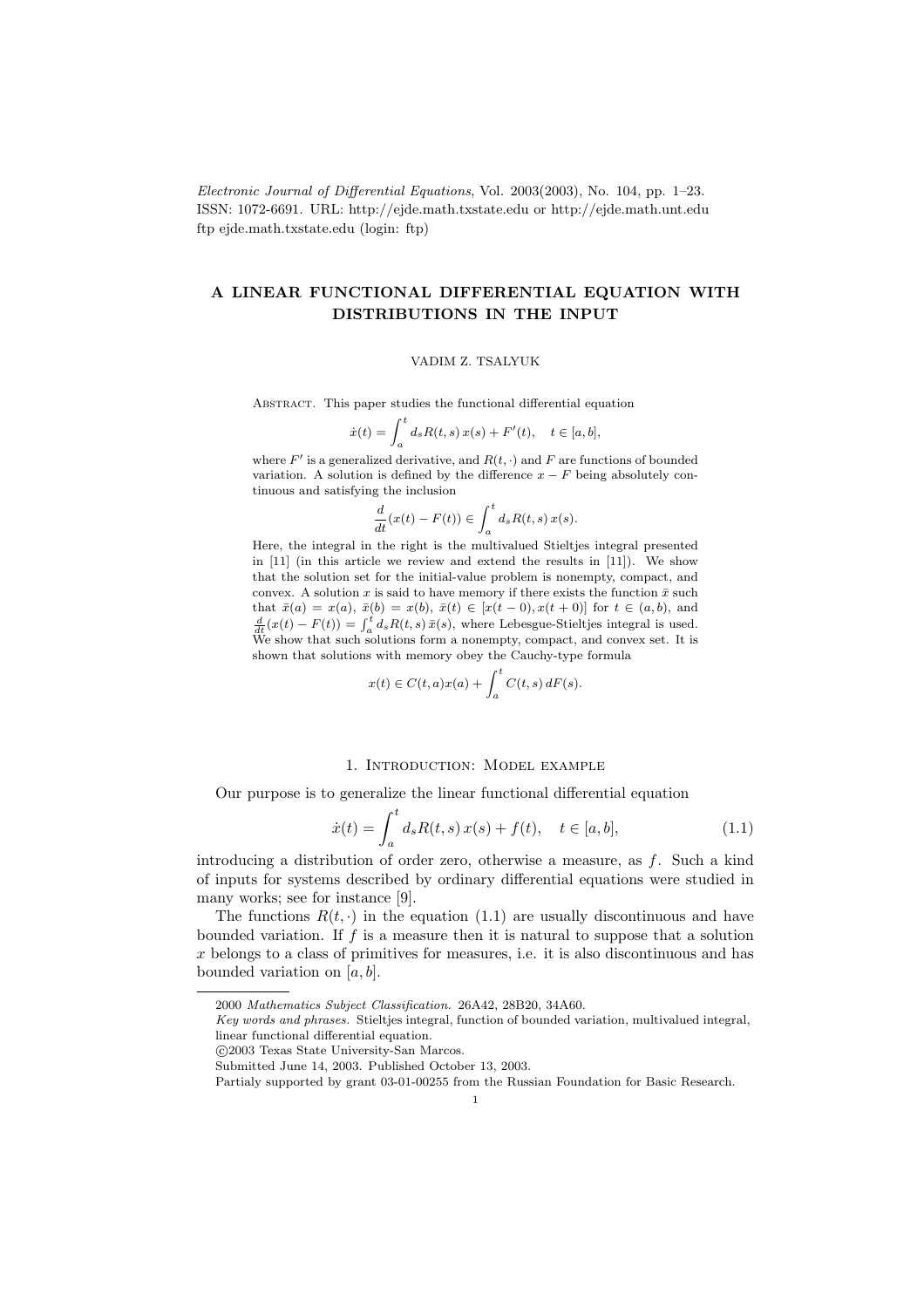*Electronic Journal of Differential Equations*, Vol. 2003(2003), No. 104, pp. 1–23.
ISSN: 1072-6691. URL: http://ejde.math.txstate.edu or http://ejde.math.unt.edu
ftp ejde.math.txstate.edu (login: ftp)

# A LINEAR FUNCTIONAL DIFFERENTIAL EQUATION WITH DISTRIBUTIONS IN THE INPUT

VADIM Z. TSALYUK

Abstract. This paper studies the functional differential equation

$$\dot{x}(t) = \int_a^t d_s R(t,s)\, x(s) + F'(t), \quad t \in [a,b],$$

where $F'$ is a generalized derivative, and $R(t,\cdot)$ and $F$ are functions of bounded variation. A solution is defined by the difference $x - F$ being absolutely continuous and satisfying the inclusion

$$\frac{d}{dt}(x(t) - F(t)) \in \int_a^t d_s R(t,s)\, x(s).$$

Here, the integral in the right is the multivalued Stieltjes integral presented in [11] (in this article we review and extend the results in [11]). We show that the solution set for the initial-value problem is nonempty, compact, and convex. A solution $x$ is said to have memory if there exists the function $\bar{x}$ such that $\bar{x}(a) = x(a)$, $\bar{x}(b) = x(b)$, $\bar{x}(t) \in [x(t-0), x(t+0)]$ for $t \in (a,b)$, and $\frac{d}{dt}(x(t) - F(t)) = \int_a^t d_s R(t,s)\, \bar{x}(s)$, where Lebesgue-Stieltjes integral is used. We show that such solutions form a nonempty, compact, and convex set. It is shown that solutions with memory obey the Cauchy-type formula

$$x(t) \in C(t,a)x(a) + \int_a^t C(t,s)\, dF(s).$$

## 1. Introduction: Model example

Our purpose is to generalize the linear functional differential equation

$$\dot{x}(t) = \int_a^t d_s R(t,s)\, x(s) + f(t), \quad t \in [a,b], \tag{1.1}$$

introducing a distribution of order zero, otherwise a measure, as $f$. Such a kind of inputs for systems described by ordinary differential equations were studied in many works; see for instance [9].

The functions $R(t,\cdot)$ in the equation (1.1) are usually discontinuous and have bounded variation. If $f$ is a measure then it is natural to suppose that a solution $x$ belongs to a class of primitives for measures, i.e. it is also discontinuous and has bounded variation on $[a,b]$.

---

2000 *Mathematics Subject Classification.* 26A42, 28B20, 34A60.
*Key words and phrases.* Stieltjes integral, function of bounded variation, multivalued integral, linear functional differential equation.
©2003 Texas State University-San Marcos.
Submitted June 14, 2003. Published October 13, 2003.
Partialy supported by grant 03-01-00255 from the Russian Foundation for Basic Research.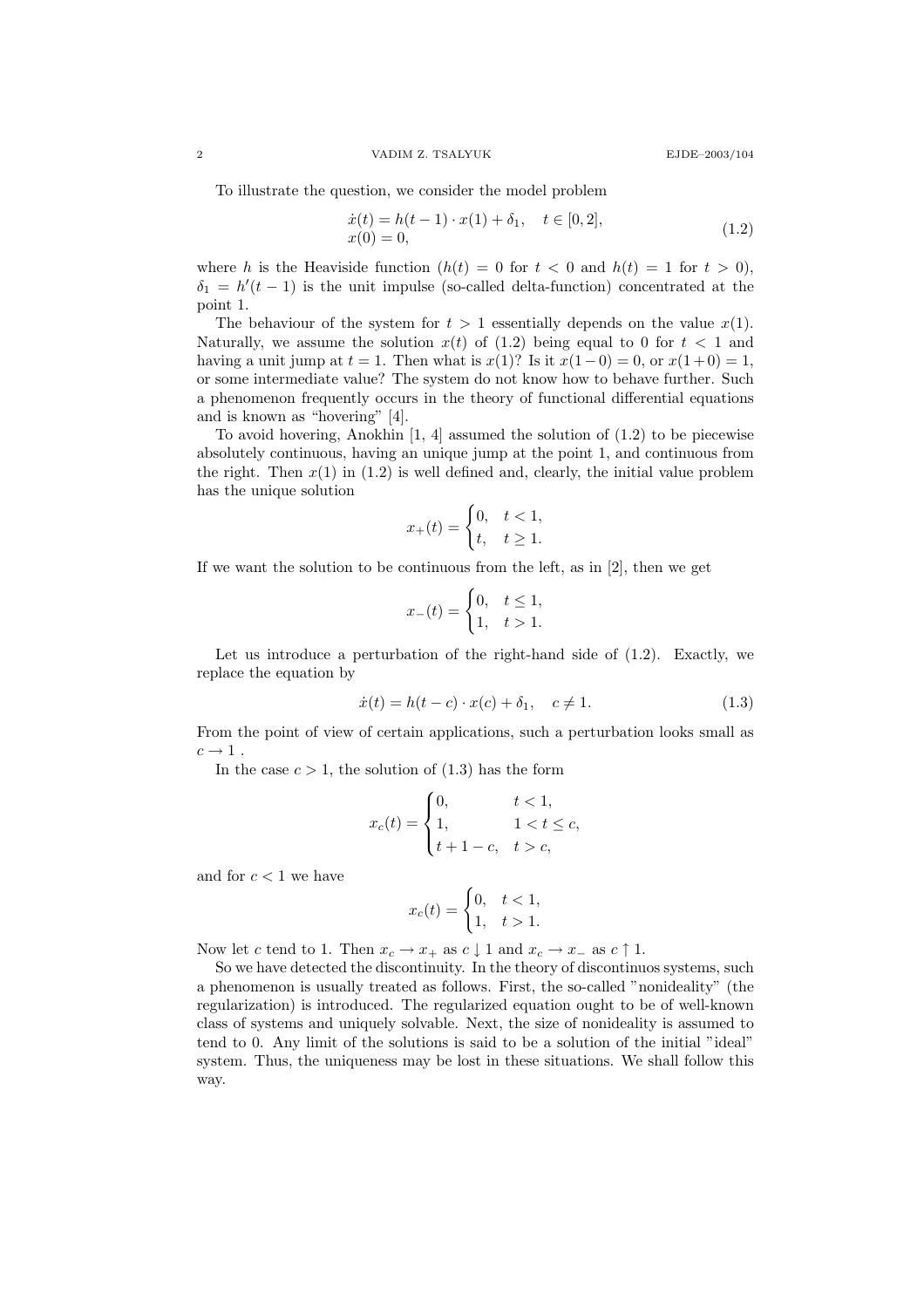To illustrate the question, we consider the model problem

$$
\begin{aligned}
&\dot{x}(t) = h(t-1)\cdot x(1) + \delta_1, \quad t \in [0,2],\\
&x(0) = 0,
\end{aligned}
\tag{1.2}
$$

where $h$ is the Heaviside function ($h(t) = 0$ for $t < 0$ and $h(t) = 1$ for $t > 0$), $\delta_1 = h'(t-1)$ is the unit impulse (so-called delta-function) concentrated at the point 1.

The behaviour of the system for $t > 1$ essentially depends on the value $x(1)$. Naturally, we assume the solution $x(t)$ of (1.2) being equal to 0 for $t < 1$ and having a unit jump at $t = 1$. Then what is $x(1)$? Is it $x(1-0) = 0$, or $x(1+0) = 1$, or some intermediate value? The system do not know how to behave further. Such a phenomenon frequently occurs in the theory of functional differential equations and is known as "hovering" [4].

To avoid hovering, Anokhin [1, 4] assumed the solution of (1.2) to be piecewise absolutely continuous, having an unique jump at the point 1, and continuous from the right. Then $x(1)$ in (1.2) is well defined and, clearly, the initial value problem has the unique solution

$$
x_+(t) = \begin{cases} 0, & t < 1,\\ t, & t \geq 1. \end{cases}
$$

If we want the solution to be continuous from the left, as in [2], then we get

$$
x_-(t) = \begin{cases} 0, & t \leq 1,\\ 1, & t > 1. \end{cases}
$$

Let us introduce a perturbation of the right-hand side of (1.2). Exactly, we replace the equation by

$$
\dot{x}(t) = h(t-c)\cdot x(c) + \delta_1, \quad c \neq 1. \tag{1.3}
$$

From the point of view of certain applications, such a perturbation looks small as $c \to 1$ .

In the case $c > 1$, the solution of (1.3) has the form

$$
x_c(t) = \begin{cases} 0, & t < 1,\\ 1, & 1 < t \leq c,\\ t+1-c, & t > c, \end{cases}
$$

and for $c < 1$ we have

$$
x_c(t) = \begin{cases} 0, & t < 1,\\ 1, & t > 1. \end{cases}
$$

Now let $c$ tend to 1. Then $x_c \to x_+$ as $c \downarrow 1$ and $x_c \to x_-$ as $c \uparrow 1$.

So we have detected the discontinuity. In the theory of discontinuos systems, such a phenomenon is usually treated as follows. First, the so-called "nonideality" (the regularization) is introduced. The regularized equation ought to be of well-known class of systems and uniquely solvable. Next, the size of nonideality is assumed to tend to 0. Any limit of the solutions is said to be a solution of the initial "ideal" system. Thus, the uniqueness may be lost in these situations. We shall follow this way.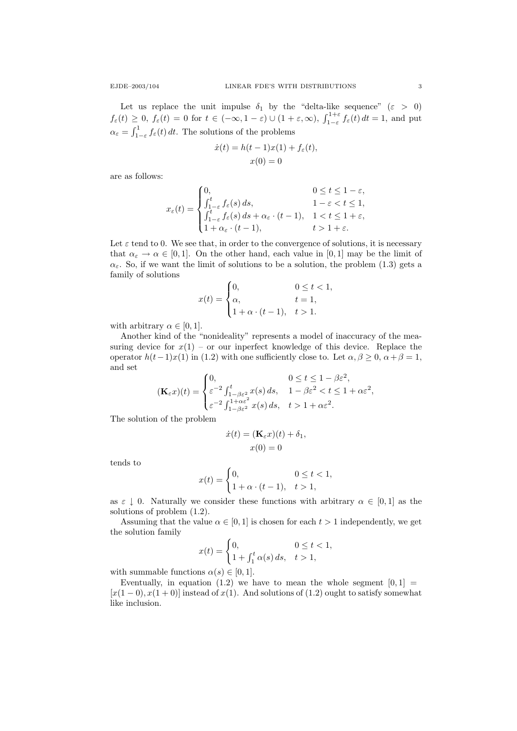Let us replace the unit impulse $\delta_1$ by the "delta-like sequence" ($\varepsilon > 0$) $f_\varepsilon(t) \geq 0$, $f_\varepsilon(t) = 0$ for $t \in (-\infty, 1-\varepsilon) \cup (1+\varepsilon, \infty)$, $\int_{1-\varepsilon}^{1+\varepsilon} f_\varepsilon(t)\,dt = 1$, and put $\alpha_\varepsilon = \int_{1-\varepsilon}^{1} f_\varepsilon(t)\,dt$. The solutions of the problems

$$\dot{x}(t) = h(t-1)x(1) + f_\varepsilon(t),$$
$$x(0) = 0$$

are as follows:

$$x_\varepsilon(t) = \begin{cases} 0, & 0 \leq t \leq 1-\varepsilon, \\ \int_{1-\varepsilon}^{t} f_\varepsilon(s)\,ds, & 1-\varepsilon < t \leq 1, \\ \int_{1-\varepsilon}^{t} f_\varepsilon(s)\,ds + \alpha_\varepsilon \cdot (t-1), & 1 < t \leq 1+\varepsilon, \\ 1 + \alpha_\varepsilon \cdot (t-1), & t > 1+\varepsilon. \end{cases}$$

Let $\varepsilon$ tend to 0. We see that, in order to the convergence of solutions, it is necessary that $\alpha_\varepsilon \to \alpha \in [0,1]$. On the other hand, each value in $[0,1]$ may be the limit of $\alpha_\varepsilon$. So, if we want the limit of solutions to be a solution, the problem (1.3) gets a family of solutions

$$x(t) = \begin{cases} 0, & 0 \leq t < 1, \\ \alpha, & t = 1, \\ 1 + \alpha \cdot (t-1), & t > 1. \end{cases}$$

with arbitrary $\alpha \in [0,1]$.

Another kind of the "nonideality" represents a model of inaccuracy of the measuring device for $x(1)$ – or our inperfect knowledge of this device. Replace the operator $h(t-1)x(1)$ in (1.2) with one sufficiently close to. Let $\alpha, \beta \geq 0$, $\alpha + \beta = 1$, and set

$$(\mathbf{K}_\varepsilon x)(t) = \begin{cases} 0, & 0 \leq t \leq 1 - \beta\varepsilon^2, \\ \varepsilon^{-2} \int_{1-\beta\varepsilon^2}^{t} x(s)\,ds, & 1 - \beta\varepsilon^2 < t \leq 1 + \alpha\varepsilon^2, \\ \varepsilon^{-2} \int_{1-\beta\varepsilon^2}^{1+\alpha\varepsilon^2} x(s)\,ds, & t > 1 + \alpha\varepsilon^2. \end{cases}$$

The solution of the problem

$$\dot{x}(t) = (\mathbf{K}_\varepsilon x)(t) + \delta_1,$$
$$x(0) = 0$$

tends to

$$x(t) = \begin{cases} 0, & 0 \leq t < 1, \\ 1 + \alpha \cdot (t-1), & t > 1, \end{cases}$$

as $\varepsilon \downarrow 0$. Naturally we consider these functions with arbitrary $\alpha \in [0,1]$ as the solutions of problem (1.2).

Assuming that the value $\alpha \in [0,1]$ is chosen for each $t > 1$ independently, we get the solution family

$$x(t) = \begin{cases} 0, & 0 \leq t < 1, \\ 1 + \int_1^t \alpha(s)\,ds, & t > 1, \end{cases}$$

with summable functions $\alpha(s) \in [0,1]$.

Eventually, in equation (1.2) we have to mean the whole segment $[0,1] = [x(1-0), x(1+0)]$ instead of $x(1)$. And solutions of (1.2) ought to satisfy somewhat like inclusion.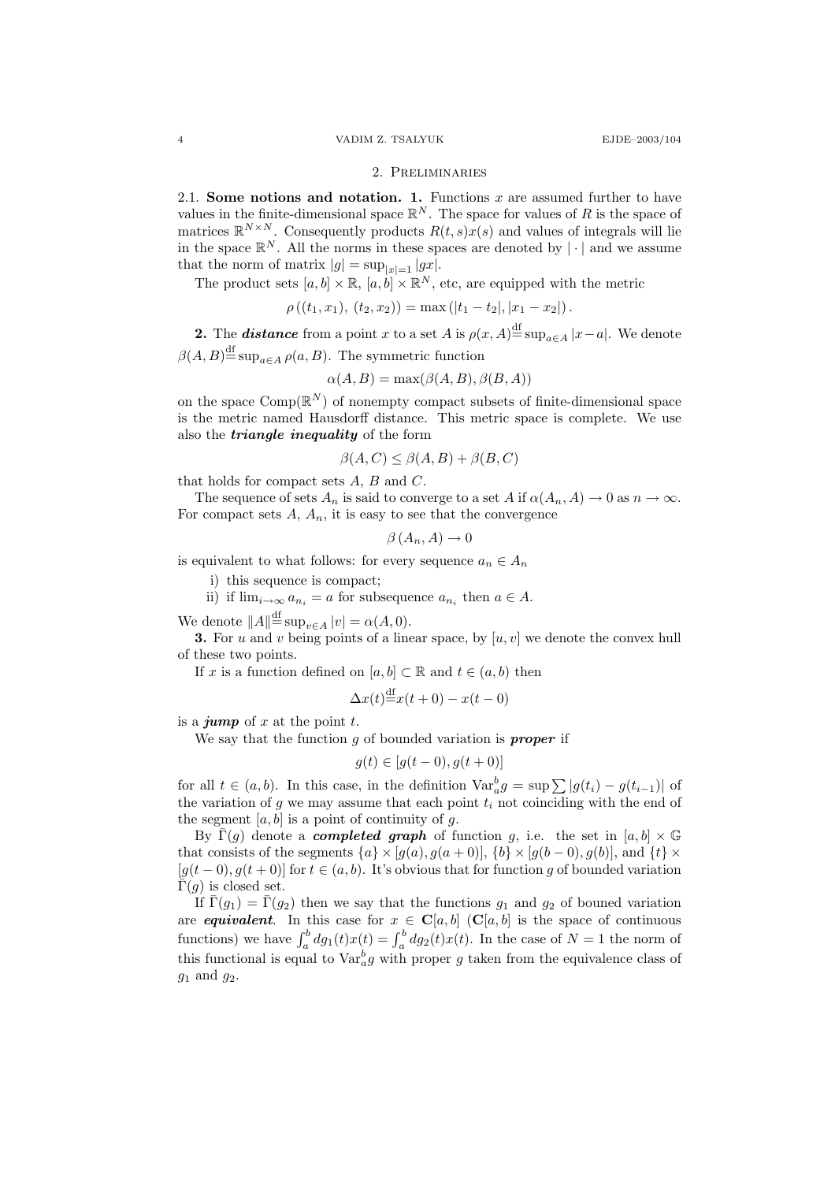## 2. Preliminaries

2.1. **Some notions and notation. 1.** Functions $x$ are assumed further to have values in the finite-dimensional space $\mathbb{R}^N$. The space for values of $R$ is the space of matrices $\mathbb{R}^{N\times N}$. Consequently products $R(t,s)x(s)$ and values of integrals will lie in the space $\mathbb{R}^N$. All the norms in these spaces are denoted by $|\cdot|$ and we assume that the norm of matrix $|g| = \sup_{|x|=1} |gx|$.

The product sets $[a,b]\times\mathbb{R}$, $[a,b]\times\mathbb{R}^N$, etc, are equipped with the metric

$$\rho\left((t_1,x_1),\,(t_2,x_2)\right) = \max\left(|t_1-t_2|,|x_1-x_2|\right).$$

**2.** The ***distance*** from a point $x$ to a set $A$ is $\rho(x,A) \overset{\text{df}}{=} \sup_{a\in A} |x-a|$. We denote $\beta(A,B) \overset{\text{df}}{=} \sup_{a\in A} \rho(a,B)$. The symmetric function

$$\alpha(A,B) = \max(\beta(A,B),\beta(B,A))$$

on the space $\mathrm{Comp}(\mathbb{R}^N)$ of nonempty compact subsets of finite-dimensional space is the metric named Hausdorff distance. This metric space is complete. We use also the ***triangle inequality*** of the form

$$\beta(A,C) \le \beta(A,B) + \beta(B,C)$$

that holds for compact sets $A$, $B$ and $C$.

The sequence of sets $A_n$ is said to converge to a set $A$ if $\alpha(A_n,A)\to 0$ as $n\to\infty$. For compact sets $A$, $A_n$, it is easy to see that the convergence

$$\beta\left(A_n,A\right)\to 0$$

is equivalent to what follows: for every sequence $a_n\in A_n$

i) this sequence is compact;
ii) if $\lim_{i\to\infty} a_{n_i} = a$ for subsequence $a_{n_i}$ then $a\in A$.

We denote $\|A\| \overset{\text{df}}{=} \sup_{v\in A} |v| = \alpha(A,0)$.

**3.** For $u$ and $v$ being points of a linear space, by $[u,v]$ we denote the convex hull of these two points.

If $x$ is a function defined on $[a,b]\subset\mathbb{R}$ and $t\in(a,b)$ then

$$\Delta x(t) \overset{\text{df}}{=} x(t+0) - x(t-0)$$

is a ***jump*** of $x$ at the point $t$.

We say that the function $g$ of bounded variation is ***proper*** if

$$g(t)\in[g(t-0),g(t+0)]$$

for all $t\in(a,b)$. In this case, in the definition $\mathrm{Var}_a^b g = \sup\sum|g(t_i)-g(t_{i-1})|$ of the variation of $g$ we may assume that each point $t_i$ not coinciding with the end of the segment $[a,b]$ is a point of continuity of $g$.

By $\bar\Gamma(g)$ denote a ***completed graph*** of function $g$, i.e. the set in $[a,b]\times\mathbb{G}$ that consists of the segments $\{a\}\times[g(a),g(a+0)]$, $\{b\}\times[g(b-0),g(b)]$, and $\{t\}\times[g(t-0),g(t+0)]$ for $t\in(a,b)$. It's obvious that for function $g$ of bounded variation $\bar\Gamma(g)$ is closed set.

If $\bar\Gamma(g_1)=\bar\Gamma(g_2)$ then we say that the functions $g_1$ and $g_2$ of bouned variation are ***equivalent***. In this case for $x\in\mathbf{C}[a,b]$ ($\mathbf{C}[a,b]$ is the space of continuous functions) we have $\int_a^b dg_1(t)x(t) = \int_a^b dg_2(t)x(t)$. In the case of $N=1$ the norm of this functional is equal to $\mathrm{Var}_a^b g$ with proper $g$ taken from the equivalence class of $g_1$ and $g_2$.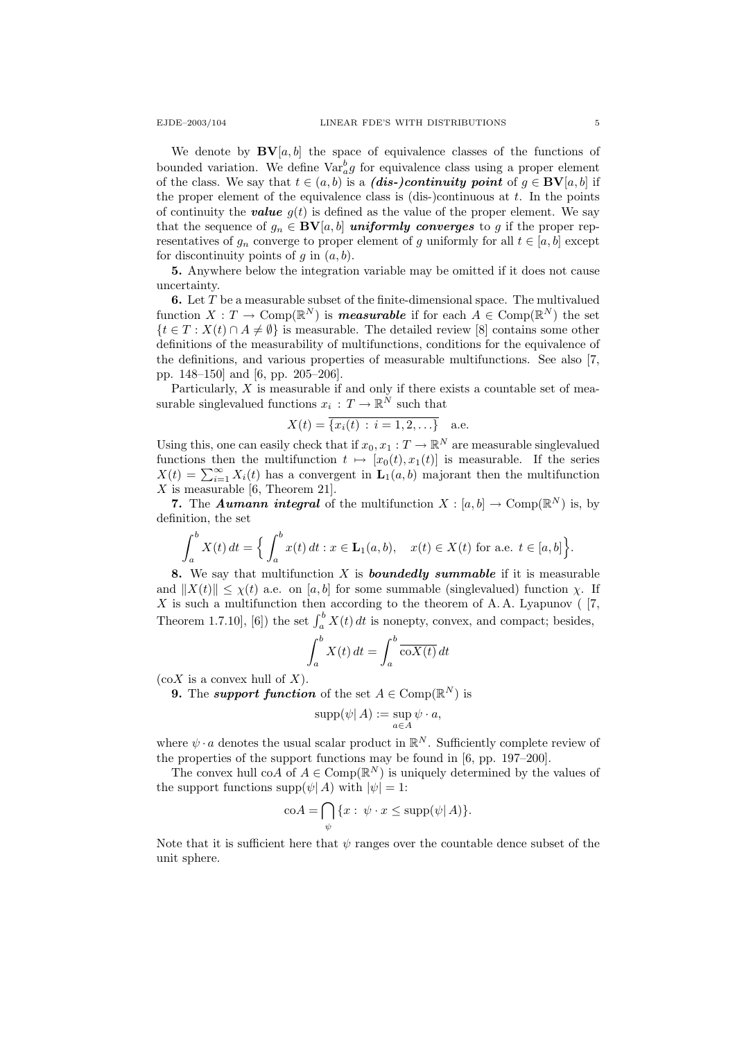We denote by $\mathbf{BV}[a,b]$ the space of equivalence classes of the functions of bounded variation. We define $\mathrm{Var}_a^b g$ for equivalence class using a proper element of the class. We say that $t \in (a,b)$ is a ***(dis-)continuity point*** of $g \in \mathbf{BV}[a,b]$ if the proper element of the equivalence class is (dis-)continuous at $t$. In the points of continuity the ***value*** $g(t)$ is defined as the value of the proper element. We say that the sequence of $g_n \in \mathbf{BV}[a,b]$ ***uniformly converges*** to $g$ if the proper representatives of $g_n$ converge to proper element of $g$ uniformly for all $t \in [a,b]$ except for discontinuity points of $g$ in $(a,b)$.

**5.** Anywhere below the integration variable may be omitted if it does not cause uncertainty.

**6.** Let $T$ be a measurable subset of the finite-dimensional space. The multivalued function $X : T \to \mathrm{Comp}(\mathbb{R}^N)$ is ***measurable*** if for each $A \in \mathrm{Comp}(\mathbb{R}^N)$ the set $\{t \in T : X(t) \cap A \neq \emptyset\}$ is measurable. The detailed review [8] contains some other definitions of the measurability of multifunctions, conditions for the equivalence of the definitions, and various properties of measurable multifunctions. See also [7, pp. 148–150] and [6, pp. 205–206].

Particularly, $X$ is measurable if and only if there exists a countable set of measurable singlevalued functions $x_i : T \to \mathbb{R}^N$ such that

$$X(t) = \overline{\{x_i(t) : i = 1, 2, \dots\}} \quad \text{a.e.}$$

Using this, one can easily check that if $x_0, x_1 : T \to \mathbb{R}^N$ are measurable singlevalued functions then the multifunction $t \mapsto [x_0(t), x_1(t)]$ is measurable. If the series $X(t) = \sum_{i=1}^{\infty} X_i(t)$ has a convergent in $\mathbf{L}_1(a,b)$ majorant then the multifunction $X$ is measurable [6, Theorem 21].

**7.** The ***Aumann integral*** of the multifunction $X : [a,b] \to \mathrm{Comp}(\mathbb{R}^N)$ is, by definition, the set

$$\int_a^b X(t)\,dt = \Big\{ \int_a^b x(t)\,dt : x \in \mathbf{L}_1(a,b), \quad x(t) \in X(t) \text{ for a.e. } t \in [a,b] \Big\}.$$

**8.** We say that multifunction $X$ is ***boundedly summable*** if it is measurable and $\|X(t)\| \le \chi(t)$ a.e. on $[a,b]$ for some summable (singlevalued) function $\chi$. If $X$ is such a multifunction then according to the theorem of A. A. Lyapunov ( [7, Theorem 1.7.10], [6]) the set $\int_a^b X(t)\,dt$ is nonepty, convex, and compact; besides,

$$\int_a^b X(t)\,dt = \int_a^b \overline{\mathrm{co}X(t)}\,dt$$

($\mathrm{co}X$ is a convex hull of $X$).

**9.** The ***support function*** of the set $A \in \mathrm{Comp}(\mathbb{R}^N)$ is

$$\mathrm{supp}(\psi|\, A) := \sup_{a \in A} \psi \cdot a,$$

where $\psi \cdot a$ denotes the usual scalar product in $\mathbb{R}^N$. Sufficiently complete review of the properties of the support functions may be found in [6, pp. 197–200].

The convex hull $\mathrm{co}A$ of $A \in \mathrm{Comp}(\mathbb{R}^N)$ is uniquely determined by the values of the support functions $\mathrm{supp}(\psi|\, A)$ with $|\psi| = 1$:

$$\mathrm{co}A = \bigcap_{\psi} \{x : \ \psi \cdot x \le \mathrm{supp}(\psi|\, A)\}.$$

Note that it is sufficient here that $\psi$ ranges over the countable dence subset of the unit sphere.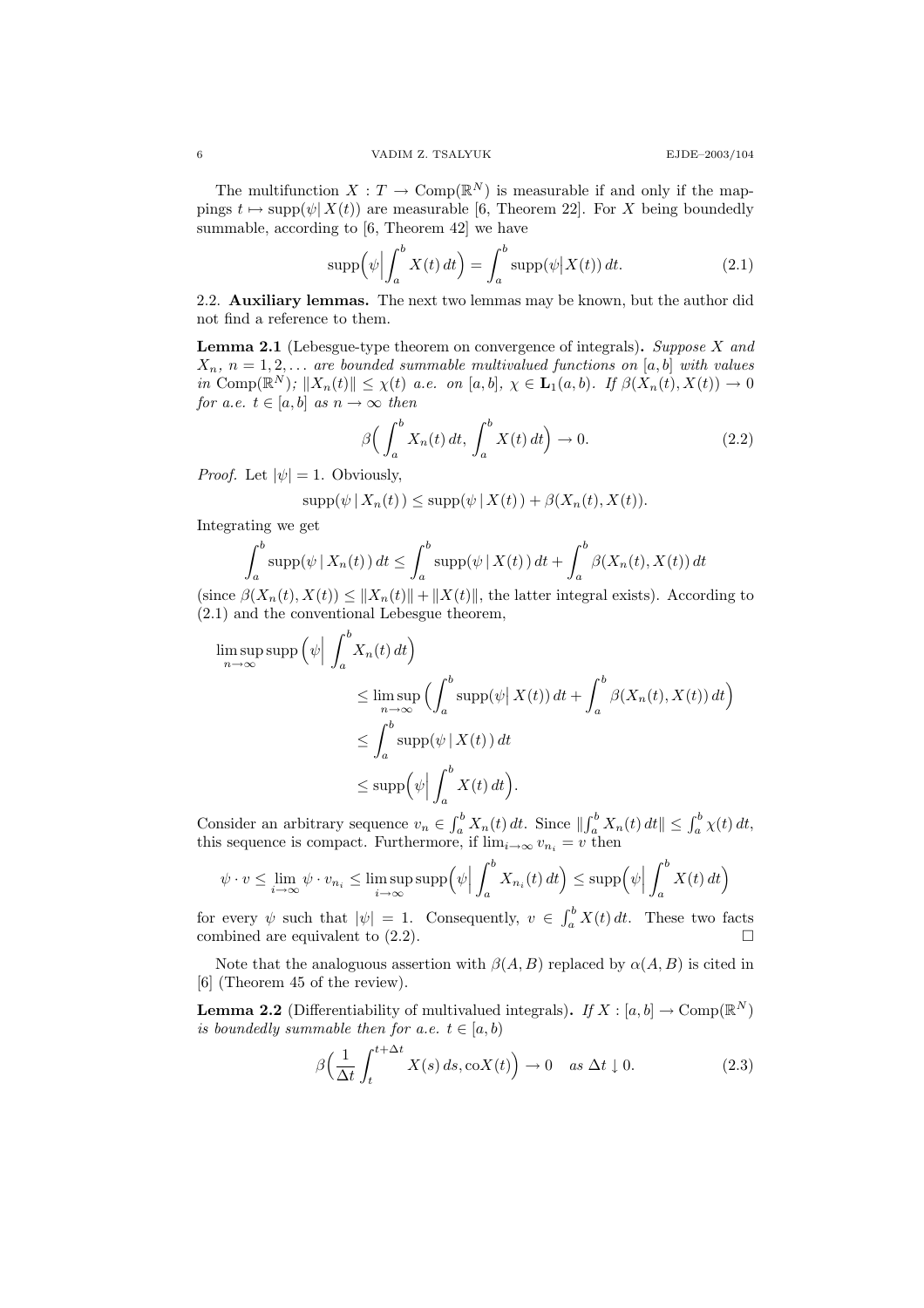The multifunction $X : T \to \mathrm{Comp}(\mathbb{R}^N)$ is measurable if and only if the mappings $t \mapsto \mathrm{supp}(\psi | X(t))$ are measurable [6, Theorem 22]. For $X$ being boundedly summable, according to [6, Theorem 42] we have

$$\mathrm{supp}\Big(\psi\Big|\int_a^b X(t)\,dt\Big) = \int_a^b \mathrm{supp}(\psi|X(t))\,dt. \tag{2.1}$$

2.2. **Auxiliary lemmas.** The next two lemmas may be known, but the author did not find a reference to them.

**Lemma 2.1** (Lebesgue-type theorem on convergence of integrals)**.** *Suppose $X$ and $X_n$, $n = 1, 2, \dots$ are bounded summable multivalued functions on $[a, b]$ with values in $\mathrm{Comp}(\mathbb{R}^N)$; $\|X_n(t)\| \le \chi(t)$ a.e. on $[a, b]$, $\chi \in \mathbf{L}_1(a, b)$. If $\beta(X_n(t), X(t)) \to 0$ for a.e. $t \in [a, b]$ as $n \to \infty$ then*

$$\beta\Big(\int_a^b X_n(t)\,dt,\ \int_a^b X(t)\,dt\Big) \to 0. \tag{2.2}$$

*Proof.* Let $|\psi| = 1$. Obviously,

$$\mathrm{supp}(\psi \,|\, X_n(t)\,) \le \mathrm{supp}(\psi \,|\, X(t)\,) + \beta(X_n(t), X(t)).$$

Integrating we get

$$\int_a^b \mathrm{supp}(\psi \,|\, X_n(t)\,)\,dt \le \int_a^b \mathrm{supp}(\psi \,|\, X(t)\,)\,dt + \int_a^b \beta(X_n(t), X(t))\,dt$$

(since $\beta(X_n(t), X(t)) \le \|X_n(t)\| + \|X(t)\|$, the latter integral exists). According to (2.1) and the conventional Lebesgue theorem,

$$\begin{aligned}
\limsup_{n\to\infty} \mathrm{supp}\Big(\psi\Big|\int_a^b X_n(t)\,dt\Big) &\le \limsup_{n\to\infty}\Big(\int_a^b \mathrm{supp}(\psi| X(t))\,dt + \int_a^b \beta(X_n(t), X(t))\,dt\Big) \\
&\le \int_a^b \mathrm{supp}(\psi \,|\, X(t)\,)\,dt \\
&\le \mathrm{supp}\Big(\psi\Big|\int_a^b X(t)\,dt\Big).
\end{aligned}$$

Consider an arbitrary sequence $v_n \in \int_a^b X_n(t)\,dt$. Since $\|\int_a^b X_n(t)\,dt\| \le \int_a^b \chi(t)\,dt$, this sequence is compact. Furthermore, if $\lim_{i\to\infty} v_{n_i} = v$ then

$$\psi \cdot v \le \lim_{i\to\infty} \psi \cdot v_{n_i} \le \limsup_{i\to\infty} \mathrm{supp}\Big(\psi\Big|\int_a^b X_{n_i}(t)\,dt\Big) \le \mathrm{supp}\Big(\psi\Big|\int_a^b X(t)\,dt\Big)$$

for every $\psi$ such that $|\psi| = 1$. Consequently, $v \in \int_a^b X(t)\,dt$. These two facts combined are equivalent to (2.2). $\square$

Note that the analoguous assertion with $\beta(A, B)$ replaced by $\alpha(A, B)$ is cited in [6] (Theorem 45 of the review).

**Lemma 2.2** (Differentiability of multivalued integrals)**.** *If $X : [a, b] \to \mathrm{Comp}(\mathbb{R}^N)$ is boundedly summable then for a.e. $t \in [a, b)$*

$$\beta\Big(\frac{1}{\Delta t}\int_t^{t+\Delta t} X(s)\,ds, \mathrm{co}X(t)\Big) \to 0 \quad \text{as } \Delta t \downarrow 0. \tag{2.3}$$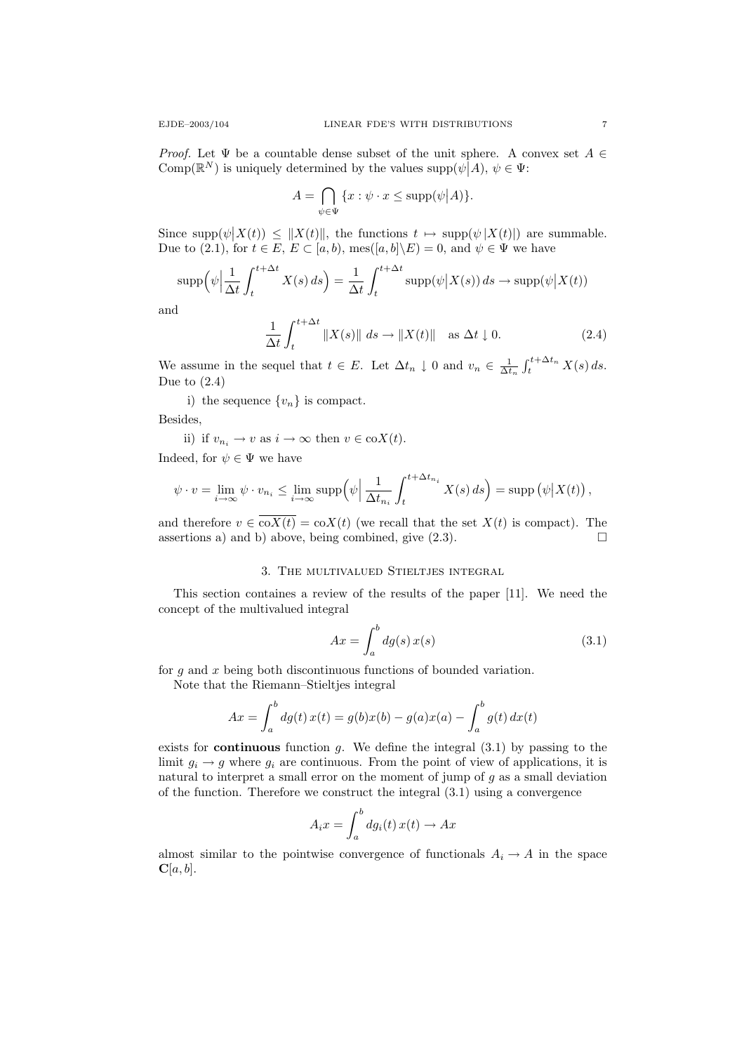*Proof.* Let $\Psi$ be a countable dense subset of the unit sphere. A convex set $A \in \operatorname{Comp}(\mathbb{R}^N)$ is uniquely determined by the values $\operatorname{supp}(\psi\big|A)$, $\psi \in \Psi$:

$$A = \bigcap_{\psi \in \Psi} \{x : \psi \cdot x \le \operatorname{supp}(\psi\big|A)\}.$$

Since $\operatorname{supp}(\psi\big|X(t)) \le \|X(t)\|$, the functions $t \mapsto \operatorname{supp}(\psi\,|X(t)|)$ are summable. Due to (2.1), for $t \in E$, $E \subset [a,b)$, $\operatorname{mes}([a,b]\backslash E) = 0$, and $\psi \in \Psi$ we have

$$\operatorname{supp}\Big(\psi\Big|\frac{1}{\Delta t}\int_t^{t+\Delta t} X(s)\,ds\Big) = \frac{1}{\Delta t}\int_t^{t+\Delta t} \operatorname{supp}(\psi\big|X(s))\,ds \to \operatorname{supp}(\psi\big|X(t))$$

and

$$\frac{1}{\Delta t}\int_t^{t+\Delta t} \|X(s)\|\;ds \to \|X(t)\| \quad \text{as } \Delta t \downarrow 0. \tag{2.4}$$

We assume in the sequel that $t \in E$. Let $\Delta t_n \downarrow 0$ and $v_n \in \frac{1}{\Delta t_n}\int_t^{t+\Delta t_n} X(s)\,ds$. Due to (2.4)

i) the sequence $\{v_n\}$ is compact.

Besides,

ii) if $v_{n_i} \to v$ as $i \to \infty$ then $v \in \operatorname{co}X(t)$.

Indeed, for $\psi \in \Psi$ we have

$$\psi \cdot v = \lim_{i\to\infty} \psi \cdot v_{n_i} \le \lim_{i\to\infty} \operatorname{supp}\Big(\psi\Big|\,\frac{1}{\Delta t_{n_i}}\int_t^{t+\Delta t_{n_i}} X(s)\,ds\Big) = \operatorname{supp}\left(\psi\big|X(t)\right),$$

and therefore $v \in \overline{\operatorname{co}X(t)} = \operatorname{co}X(t)$ (we recall that the set $X(t)$ is compact). The assertions a) and b) above, being combined, give (2.3). $\square$

## 3. The multivalued Stieltjes integral

This section containes a review of the results of the paper [11]. We need the concept of the multivalued integral

$$Ax = \int_a^b dg(s)\,x(s) \tag{3.1}$$

for $g$ and $x$ being both discontinuous functions of bounded variation.

Note that the Riemann–Stieltjes integral

$$Ax = \int_a^b dg(t)\,x(t) = g(b)x(b) - g(a)x(a) - \int_a^b g(t)\,dx(t)$$

exists for **continuous** function $g$. We define the integral (3.1) by passing to the limit $g_i \to g$ where $g_i$ are continuous. From the point of view of applications, it is natural to interpret a small error on the moment of jump of $g$ as a small deviation of the function. Therefore we construct the integral (3.1) using a convergence

$$A_i x = \int_a^b dg_i(t)\,x(t) \to Ax$$

almost similar to the pointwise convergence of functionals $A_i \to A$ in the space $\mathbf{C}[a,b]$.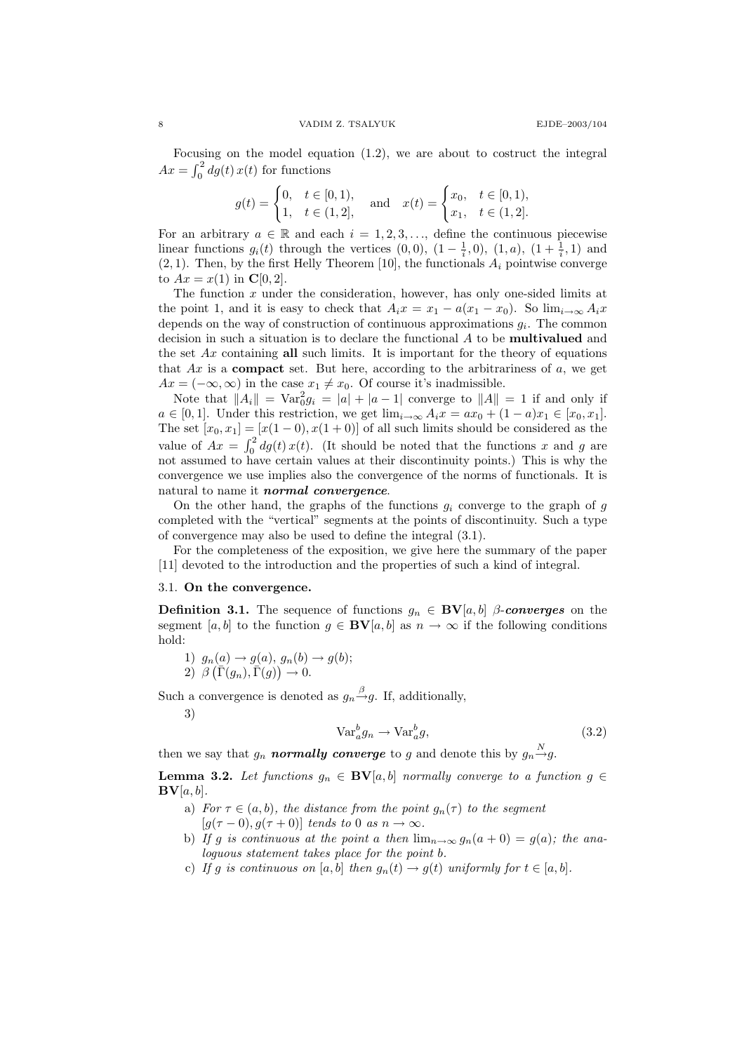Focusing on the model equation (1.2), we are about to costruct the integral $Ax = \int_0^2 dg(t)\, x(t)$ for functions

$$g(t) = \begin{cases} 0, & t \in [0,1), \\ 1, & t \in (1,2], \end{cases} \quad \text{and} \quad x(t) = \begin{cases} x_0, & t \in [0,1), \\ x_1, & t \in (1,2]. \end{cases}$$

For an arbitrary $a \in \mathbb{R}$ and each $i = 1,2,3,\dots$, define the continuous piecewise linear functions $g_i(t)$ through the vertices $(0,0)$, $(1-\frac{1}{i},0)$, $(1,a)$, $(1+\frac{1}{i},1)$ and $(2,1)$. Then, by the first Helly Theorem [10], the functionals $A_i$ pointwise converge to $Ax = x(1)$ in $\mathbf{C}[0,2]$.

The function $x$ under the consideration, however, has only one-sided limits at the point 1, and it is easy to check that $A_i x = x_1 - a(x_1 - x_0)$. So $\lim_{i\to\infty} A_i x$ depends on the way of construction of continuous approximations $g_i$. The common decision in such a situation is to declare the functional $A$ to be **multivalued** and the set $Ax$ containing **all** such limits. It is important for the theory of equations that $Ax$ is a **compact** set. But here, according to the arbitrariness of $a$, we get $Ax = (-\infty, \infty)$ in the case $x_1 \neq x_0$. Of course it's inadmissible.

Note that $\|A_i\| = \operatorname{Var}_0^2 g_i = |a| + |a-1|$ converge to $\|A\| = 1$ if and only if $a \in [0,1]$. Under this restriction, we get $\lim_{i\to\infty} A_i x = a x_0 + (1-a)x_1 \in [x_0, x_1]$. The set $[x_0, x_1] = [x(1-0), x(1+0)]$ of all such limits should be considered as the value of $Ax = \int_0^2 dg(t)\, x(t)$. (It should be noted that the functions $x$ and $g$ are not assumed to have certain values at their discontinuity points.) This is why the convergence we use implies also the convergence of the norms of functionals. It is natural to name it ***normal convergence***.

On the other hand, the graphs of the functions $g_i$ converge to the graph of $g$ completed with the "vertical" segments at the points of discontinuity. Such a type of convergence may also be used to define the integral (3.1).

For the completeness of the exposition, we give here the summary of the paper [11] devoted to the introduction and the properties of such a kind of integral.

### 3.1. On the convergence.

**Definition 3.1.** The sequence of functions $g_n \in \mathbf{BV}[a,b]$ ***β-converges*** on the segment $[a,b]$ to the function $g \in \mathbf{BV}[a,b]$ as $n \to \infty$ if the following conditions hold:

1) $g_n(a) \to g(a)$, $g_n(b) \to g(b)$;
2) $\beta\big(\bar{\Gamma}(g_n), \bar{\Gamma}(g)\big) \to 0$.

Such a convergence is denoted as $g_n \xrightarrow{\beta} g$. If, additionally,

3)
$$\operatorname{Var}_a^b g_n \to \operatorname{Var}_a^b g, \tag{3.2}$$

then we say that $g_n$ ***normally converge*** to $g$ and denote this by $g_n \xrightarrow{N} g$.

**Lemma 3.2.** *Let functions $g_n \in \mathbf{BV}[a,b]$ normally converge to a function $g \in \mathbf{BV}[a,b]$.*

a) *For $\tau \in (a,b)$, the distance from the point $g_n(\tau)$ to the segment $[g(\tau-0), g(\tau+0)]$ tends to 0 as $n \to \infty$.*
b) *If $g$ is continuous at the point $a$ then $\lim_{n\to\infty} g_n(a+0) = g(a)$; the analoguous statement takes place for the point $b$.*
c) *If $g$ is continuous on $[a,b]$ then $g_n(t) \to g(t)$ uniformly for $t \in [a,b]$.*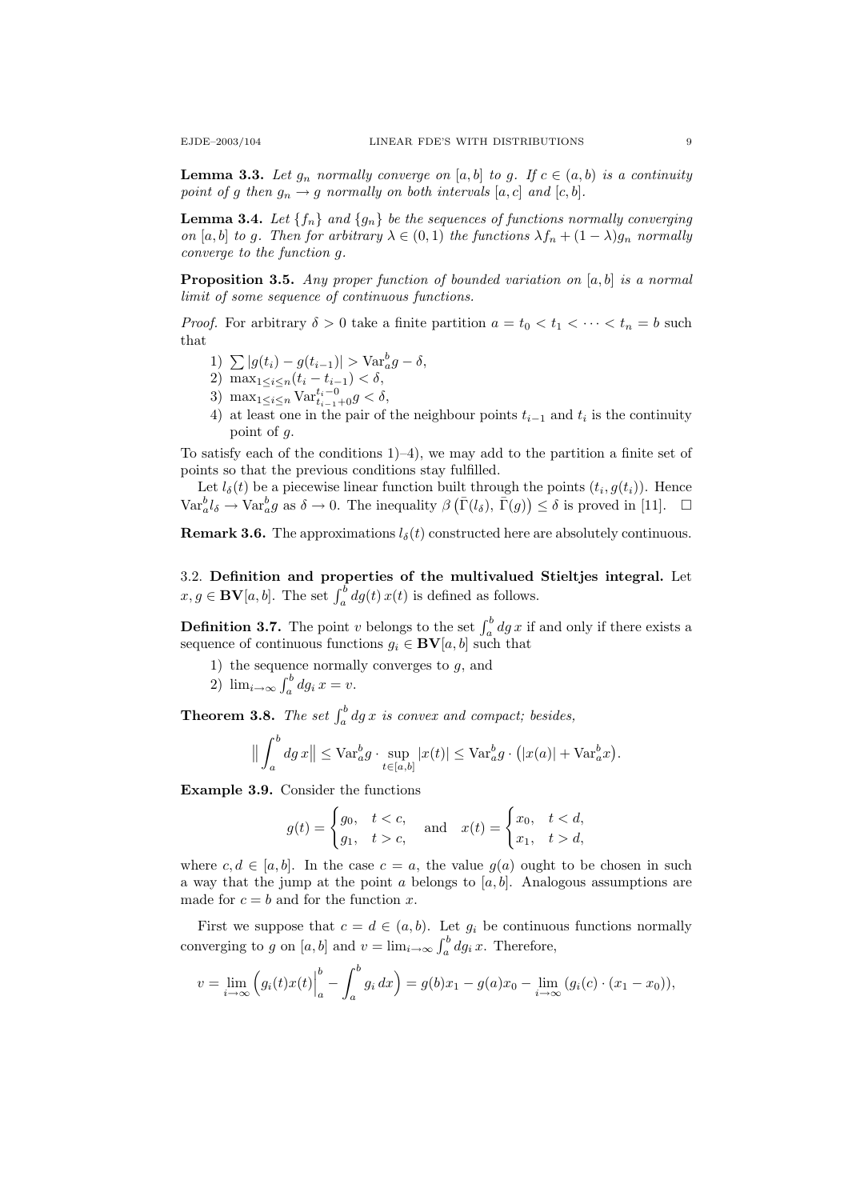**Lemma 3.3.** *Let $g_n$ normally converge on $[a,b]$ to $g$. If $c \in (a,b)$ is a continuity point of $g$ then $g_n \to g$ normally on both intervals $[a,c]$ and $[c,b]$.*

**Lemma 3.4.** *Let $\{f_n\}$ and $\{g_n\}$ be the sequences of functions normally converging on $[a,b]$ to $g$. Then for arbitrary $\lambda \in (0,1)$ the functions $\lambda f_n + (1-\lambda) g_n$ normally converge to the function $g$.*

**Proposition 3.5.** *Any proper function of bounded variation on $[a,b]$ is a normal limit of some sequence of continuous functions.*

*Proof.* For arbitrary $\delta > 0$ take a finite partition $a = t_0 < t_1 < \dots < t_n = b$ such that

1) $\sum |g(t_i) - g(t_{i-1})| > \operatorname{Var}_a^b g - \delta$,
2) $\max_{1 \le i \le n} (t_i - t_{i-1}) < \delta$,
3) $\max_{1 \le i \le n} \operatorname{Var}_{t_{i-1}+0}^{t_i - 0} g < \delta$,
4) at least one in the pair of the neighbour points $t_{i-1}$ and $t_i$ is the continuity point of $g$.

To satisfy each of the conditions 1)–4), we may add to the partition a finite set of points so that the previous conditions stay fulfilled.

Let $l_\delta(t)$ be a piecewise linear function built through the points $(t_i, g(t_i))$. Hence $\operatorname{Var}_a^b l_\delta \to \operatorname{Var}_a^b g$ as $\delta \to 0$. The inequality $\beta\big(\bar{\Gamma}(l_\delta),\, \bar{\Gamma}(g)\big) \le \delta$ is proved in [11]. $\square$

**Remark 3.6.** The approximations $l_\delta(t)$ constructed here are absolutely continuous.

### 3.2. Definition and properties of the multivalued Stieltjes integral.

Let $x, g \in \mathbf{BV}[a,b]$. The set $\int_a^b dg(t)\, x(t)$ is defined as follows.

**Definition 3.7.** The point $v$ belongs to the set $\int_a^b dg\, x$ if and only if there exists a sequence of continuous functions $g_i \in \mathbf{BV}[a,b]$ such that

1) the sequence normally converges to $g$, and
2) $\lim_{i\to\infty} \int_a^b dg_i\, x = v$.

**Theorem 3.8.** *The set $\int_a^b dg\, x$ is convex and compact; besides,*

$$\Big\| \int_a^b dg\, x \Big\| \le \operatorname{Var}_a^b g \cdot \sup_{t \in [a,b]} |x(t)| \le \operatorname{Var}_a^b g \cdot \big( |x(a)| + \operatorname{Var}_a^b x \big).$$

**Example 3.9.** Consider the functions

$$g(t) = \begin{cases} g_0, & t < c, \\ g_1, & t > c, \end{cases} \quad \text{and} \quad x(t) = \begin{cases} x_0, & t < d, \\ x_1, & t > d, \end{cases}$$

where $c, d \in [a,b]$. In the case $c = a$, the value $g(a)$ ought to be chosen in such a way that the jump at the point $a$ belongs to $[a,b]$. Analogous assumptions are made for $c = b$ and for the function $x$.

First we suppose that $c = d \in (a,b)$. Let $g_i$ be continuous functions normally converging to $g$ on $[a,b]$ and $v = \lim_{i\to\infty} \int_a^b dg_i\, x$. Therefore,

$$v = \lim_{i\to\infty} \Big( g_i(t) x(t) \Big|_a^b - \int_a^b g_i\, dx \Big) = g(b) x_1 - g(a) x_0 - \lim_{i\to\infty} \big( g_i(c) \cdot (x_1 - x_0) \big),$$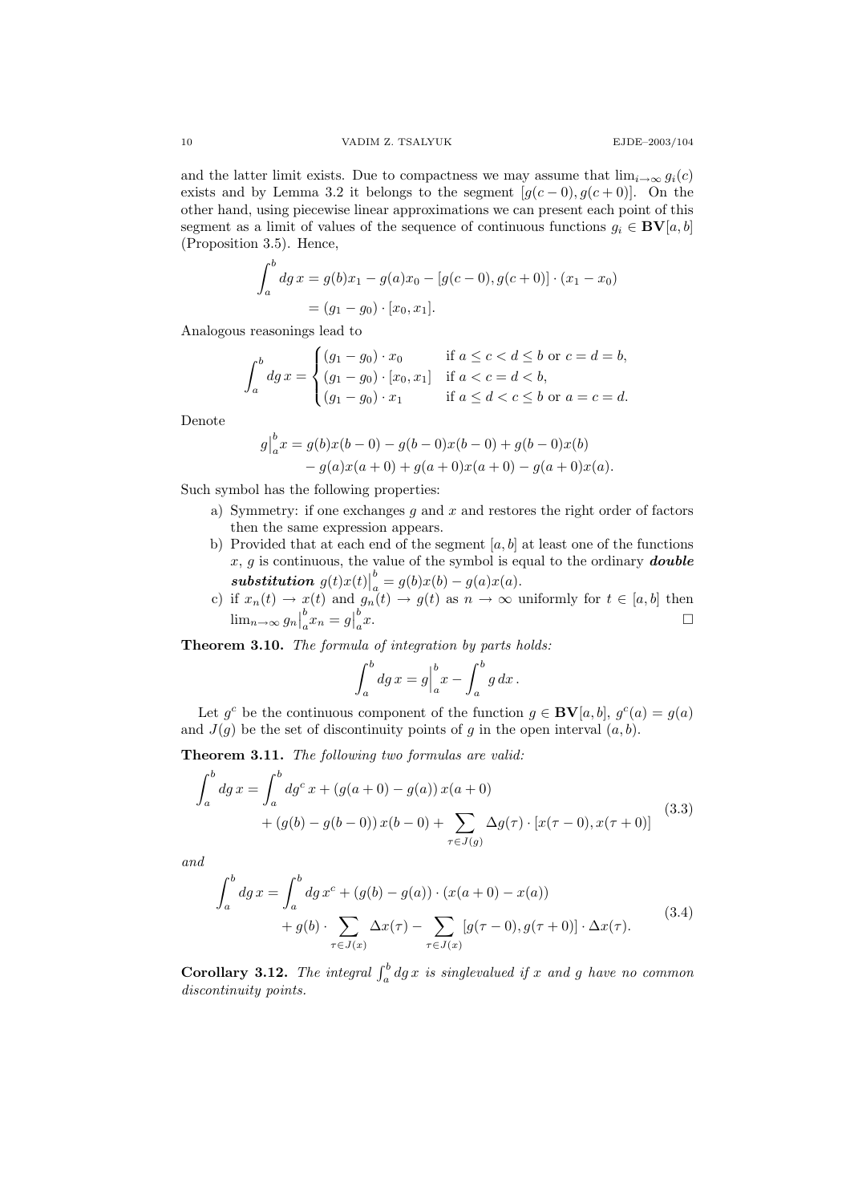and the latter limit exists. Due to compactness we may assume that $\lim_{i\to\infty} g_i(c)$ exists and by Lemma 3.2 it belongs to the segment $[g(c-0), g(c+0)]$. On the other hand, using piecewise linear approximations we can present each point of this segment as a limit of values of the sequence of continuous functions $g_i \in \mathbf{BV}[a,b]$ (Proposition 3.5). Hence,

$$\begin{aligned}\int_a^b dg\, x &= g(b)x_1 - g(a)x_0 - [g(c-0), g(c+0)] \cdot (x_1 - x_0) \\ &= (g_1 - g_0) \cdot [x_0, x_1].\end{aligned}$$

Analogous reasonings lead to

$$\int_a^b dg\, x = \begin{cases} (g_1 - g_0) \cdot x_0 & \text{if } a \le c < d \le b \text{ or } c = d = b, \\ (g_1 - g_0) \cdot [x_0, x_1] & \text{if } a < c = d < b, \\ (g_1 - g_0) \cdot x_1 & \text{if } a \le d < c \le b \text{ or } a = c = d. \end{cases}$$

Denote

$$\begin{aligned} g\big|_a^b x = {} & g(b)x(b-0) - g(b-0)x(b-0) + g(b-0)x(b) \\ & - g(a)x(a+0) + g(a+0)x(a+0) - g(a+0)x(a). \end{aligned}$$

Such symbol has the following properties:

a) Symmetry: if one exchanges $g$ and $x$ and restores the right order of factors then the same expression appears.
b) Provided that at each end of the segment $[a,b]$ at least one of the functions $x$, $g$ is continuous, the value of the symbol is equal to the ordinary ***double substitution*** $g(t)x(t)\big|_a^b = g(b)x(b) - g(a)x(a)$.
c) if $x_n(t) \to x(t)$ and $g_n(t) \to g(t)$ as $n \to \infty$ uniformly for $t \in [a,b]$ then $\lim_{n\to\infty} g_n\big|_a^b x_n = g\big|_a^b x$. $\square$

**Theorem 3.10.** *The formula of integration by parts holds:*

$$\int_a^b dg\, x = g\Big|_a^b x - \int_a^b g\, dx\,.$$

Let $g^c$ be the continuous component of the function $g \in \mathbf{BV}[a,b]$, $g^c(a) = g(a)$ and $J(g)$ be the set of discontinuity points of $g$ in the open interval $(a,b)$.

**Theorem 3.11.** *The following two formulas are valid:*

$$\begin{aligned} \int_a^b dg\, x = {} & \int_a^b dg^c\, x + (g(a+0) - g(a))\, x(a+0) \\ & + (g(b) - g(b-0))\, x(b-0) + \sum_{\tau \in J(g)} \Delta g(\tau) \cdot [x(\tau-0), x(\tau+0)] \end{aligned} \tag{3.3}$$

*and*

$$\begin{aligned} \int_a^b dg\, x = {} & \int_a^b dg\, x^c + (g(b) - g(a)) \cdot (x(a+0) - x(a)) \\ & + g(b) \cdot \sum_{\tau \in J(x)} \Delta x(\tau) - \sum_{\tau \in J(x)} [g(\tau-0), g(\tau+0)] \cdot \Delta x(\tau). \end{aligned} \tag{3.4}$$

**Corollary 3.12.** *The integral $\int_a^b dg\, x$ is singlevalued if $x$ and $g$ have no common discontinuity points.*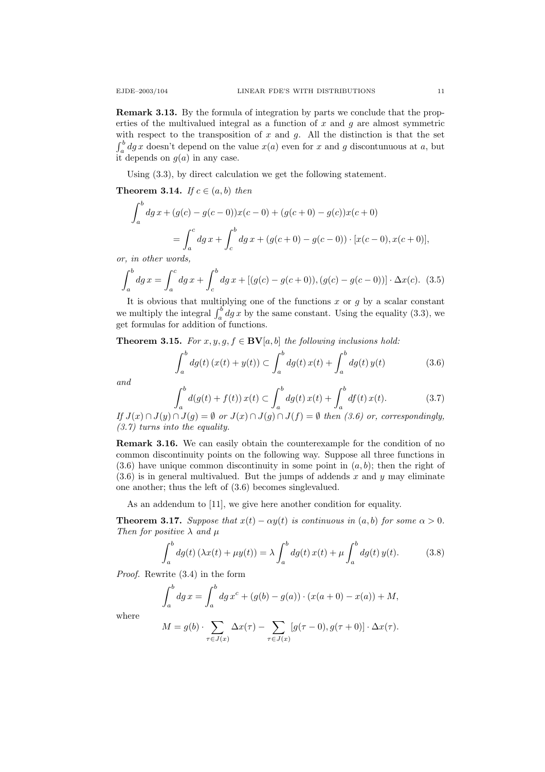**Remark 3.13.** By the formula of integration by parts we conclude that the properties of the multivalued integral as a function of $x$ and $g$ are almost symmetric with respect to the transposition of $x$ and $g$. All the distinction is that the set $\int_a^b dg\, x$ doesn't depend on the value $x(a)$ even for $x$ and $g$ discontunuous at $a$, but it depends on $g(a)$ in any case.

Using (3.3), by direct calculation we get the following statement.

**Theorem 3.14.** *If $c \in (a,b)$ then*

$$\begin{aligned}\int_a^b dg\, x &+ (g(c) - g(c-0))x(c-0) + (g(c+0) - g(c))x(c+0) \\ &= \int_a^c dg\, x + \int_c^b dg\, x + (g(c+0) - g(c-0)) \cdot [x(c-0), x(c+0)],\end{aligned}$$

*or, in other words,*

$$\int_a^b dg\, x = \int_a^c dg\, x + \int_c^b dg\, x + [(g(c) - g(c+0)), (g(c) - g(c-0))] \cdot \Delta x(c). \quad (3.5)$$

It is obvious that multiplying one of the functions $x$ or $g$ by a scalar constant we multiply the integral $\int_a^b dg\, x$ by the same constant. Using the equality (3.3), we get formulas for addition of functions.

**Theorem 3.15.** *For $x, y, g, f \in \mathbf{BV}[a,b]$ the following inclusions hold:*

$$\int_a^b dg(t)\,(x(t) + y(t)) \subset \int_a^b dg(t)\, x(t) + \int_a^b dg(t)\, y(t) \quad (3.6)$$

*and*

$$\int_a^b d(g(t) + f(t))\, x(t) \subset \int_a^b dg(t)\, x(t) + \int_a^b df(t)\, x(t). \quad (3.7)$$

*If $J(x) \cap J(y) \cap J(g) = \emptyset$ or $J(x) \cap J(g) \cap J(f) = \emptyset$ then (3.6) or, correspondingly, (3.7) turns into the equality.*

**Remark 3.16.** We can easily obtain the counterexample for the condition of no common discontinuity points on the following way. Suppose all three functions in (3.6) have unique common discontinuity in some point in $(a,b)$; then the right of (3.6) is in general multivalued. But the jumps of addends $x$ and $y$ may eliminate one another; thus the left of (3.6) becomes singlevalued.

As an addendum to [11], we give here another condition for equality.

**Theorem 3.17.** *Suppose that $x(t) - \alpha y(t)$ is continuous in $(a,b)$ for some $\alpha > 0$. Then for positive $\lambda$ and $\mu$*

$$\int_a^b dg(t)\,(\lambda x(t) + \mu y(t)) = \lambda \int_a^b dg(t)\, x(t) + \mu \int_a^b dg(t)\, y(t). \quad (3.8)$$

*Proof.* Rewrite (3.4) in the form

$$\int_a^b dg\, x = \int_a^b dg\, x^c + (g(b) - g(a)) \cdot (x(a+0) - x(a)) + M,$$

where

$$M = g(b) \cdot \sum_{\tau \in J(x)} \Delta x(\tau) - \sum_{\tau \in J(x)} [g(\tau - 0), g(\tau + 0)] \cdot \Delta x(\tau).$$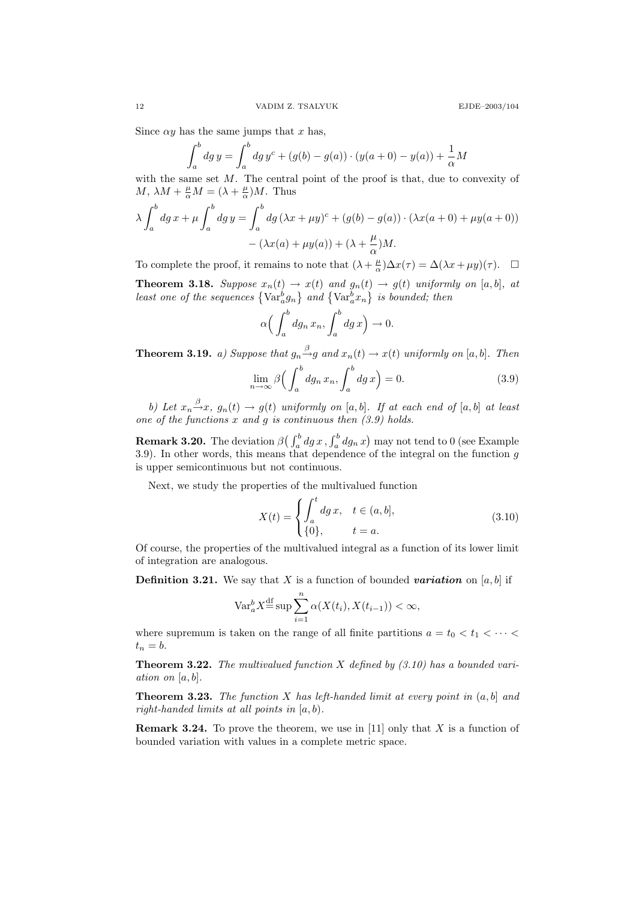Since $\alpha y$ has the same jumps that $x$ has,

$$\int_a^b dg\, y = \int_a^b dg\, y^c + (g(b) - g(a)) \cdot (y(a+0) - y(a)) + \frac{1}{\alpha} M$$

with the same set $M$. The central point of the proof is that, due to convexity of $M$, $\lambda M + \frac{\mu}{\alpha} M = (\lambda + \frac{\mu}{\alpha})M$. Thus

$$\lambda \int_a^b dg\, x + \mu \int_a^b dg\, y = \int_a^b dg\, (\lambda x + \mu y)^c + (g(b) - g(a)) \cdot (\lambda x(a+0) + \mu y(a+0)) - (\lambda x(a) + \mu y(a)) + (\lambda + \frac{\mu}{\alpha})M.$$

To complete the proof, it remains to note that $(\lambda + \frac{\mu}{\alpha})\Delta x(\tau) = \Delta(\lambda x + \mu y)(\tau)$. $\square$

**Theorem 3.18.** *Suppose $x_n(t) \to x(t)$ and $g_n(t) \to g(t)$ uniformly on $[a,b]$, at least one of the sequences $\{\mathrm{Var}_a^b g_n\}$ and $\{\mathrm{Var}_a^b x_n\}$ is bounded; then*

$$\alpha\Big( \int_a^b dg_n\, x_n, \int_a^b dg\, x \Big) \to 0.$$

**Theorem 3.19.** *a) Suppose that $g_n \xrightarrow{\beta} g$ and $x_n(t) \to x(t)$ uniformly on $[a,b]$. Then*

$$\lim_{n\to\infty} \beta\Big( \int_a^b dg_n\, x_n, \int_a^b dg\, x \Big) = 0. \tag{3.9}$$

*b) Let $x_n \xrightarrow{\beta} x$, $g_n(t) \to g(t)$ uniformly on $[a,b]$. If at each end of $[a,b]$ at least one of the functions $x$ and $g$ is continuous then (3.9) holds.*

**Remark 3.20.** The deviation $\beta\big( \int_a^b dg\, x\, , \int_a^b dg_n\, x \big)$ may not tend to 0 (see Example 3.9). In other words, this means that dependence of the integral on the function $g$ is upper semicontinuous but not continuous.

Next, we study the properties of the multivalued function

$$X(t) = \begin{cases} \displaystyle\int_a^t dg\, x, & t \in (a,b], \\ \{0\}, & t = a. \end{cases} \tag{3.10}$$

Of course, the properties of the multivalued integral as a function of its lower limit of integration are analogous.

**Definition 3.21.** We say that $X$ is a function of bounded ***variation*** on $[a,b]$ if

$$\mathrm{Var}_a^b X \overset{\text{df}}{=} \sup \sum_{i=1}^n \alpha(X(t_i), X(t_{i-1})) < \infty,$$

where supremum is taken on the range of all finite partitions $a = t_0 < t_1 < \dots < t_n = b$.

**Theorem 3.22.** *The multivalued function $X$ defined by (3.10) has a bounded variation on $[a,b]$.*

**Theorem 3.23.** *The function $X$ has left-handed limit at every point in $(a,b]$ and right-handed limits at all points in $[a,b)$.*

**Remark 3.24.** To prove the theorem, we use in [11] only that $X$ is a function of bounded variation with values in a complete metric space.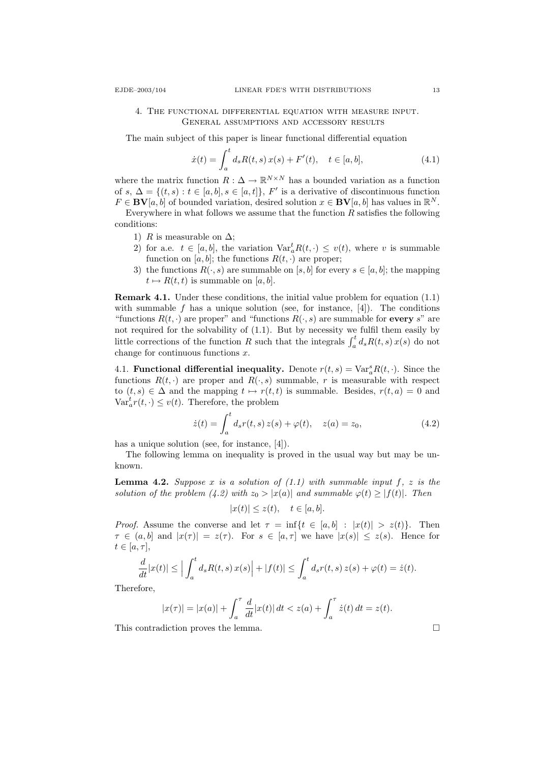## 4. The functional differential equation with measure input. General assumptions and accessory results

The main subject of this paper is linear functional differential equation

$$\dot{x}(t) = \int_a^t d_s R(t,s)\, x(s) + F'(t), \quad t \in [a,b], \tag{4.1}$$

where the matrix function $R : \Delta \to \mathbb{R}^{N \times N}$ has a bounded variation as a function of $s$, $\Delta = \{(t,s) : t \in [a,b], s \in [a,t]\}$, $F'$ is a derivative of discontinuous function $F \in \mathbf{BV}[a,b]$ of bounded variation, desired solution $x \in \mathbf{BV}[a,b]$ has values in $\mathbb{R}^N$.

Everywhere in what follows we assume that the function $R$ satisfies the following conditions:

1) $R$ is measurable on $\Delta$;
2) for a.e. $t \in [a,b]$, the variation $\operatorname{Var}_a^t R(t,\cdot) \le v(t)$, where $v$ is summable function on $[a,b]$; the functions $R(t,\cdot)$ are proper;
3) the functions $R(\cdot,s)$ are summable on $[s,b]$ for every $s \in [a,b]$; the mapping $t \mapsto R(t,t)$ is summable on $[a,b]$.

**Remark 4.1.** Under these conditions, the initial value problem for equation (1.1) with summable $f$ has a unique solution (see, for instance, [4]). The conditions "functions $R(t,\cdot)$ are proper" and "functions $R(\cdot,s)$ are summable for **every** $s$" are not required for the solvability of (1.1). But by necessity we fulfil them easily by little corrections of the function $R$ such that the integrals $\int_a^t d_s R(t,s)\, x(s)$ do not change for continuous functions $x$.

4.1. **Functional differential inequality.** Denote $r(t,s) = \operatorname{Var}_a^s R(t,\cdot)$. Since the functions $R(t,\cdot)$ are proper and $R(\cdot,s)$ summable, $r$ is measurable with respect to $(t,s) \in \Delta$ and the mapping $t \mapsto r(t,t)$ is summable. Besides, $r(t,a) = 0$ and $\operatorname{Var}_a^t r(t,\cdot) \le v(t)$. Therefore, the problem

$$\dot{z}(t) = \int_a^t d_s r(t,s)\, z(s) + \varphi(t), \quad z(a) = z_0, \tag{4.2}$$

has a unique solution (see, for instance, [4]).

The following lemma on inequality is proved in the usual way but may be unknown.

**Lemma 4.2.** *Suppose $x$ is a solution of (1.1) with summable input $f$, $z$ is the solution of the problem (4.2) with $z_0 > |x(a)|$ and summable $\varphi(t) \ge |f(t)|$. Then*

$$|x(t)| \le z(t), \quad t \in [a,b].$$

*Proof.* Assume the converse and let $\tau = \inf\{t \in [a,b] : |x(t)| > z(t)\}$. Then $\tau \in (a,b]$ and $|x(\tau)| = z(\tau)$. For $s \in [a,\tau]$ we have $|x(s)| \le z(s)$. Hence for $t \in [a,\tau]$,

$$\frac{d}{dt}|x(t)| \le \Big| \int_a^t d_s R(t,s)\, x(s) \Big| + |f(t)| \le \int_a^t d_s r(t,s)\, z(s) + \varphi(t) = \dot{z}(t).$$

Therefore,

$$|x(\tau)| = |x(a)| + \int_a^\tau \frac{d}{dt}|x(t)|\, dt < z(a) + \int_a^\tau \dot{z}(t)\, dt = z(t).$$

This contradiction proves the lemma. $\square$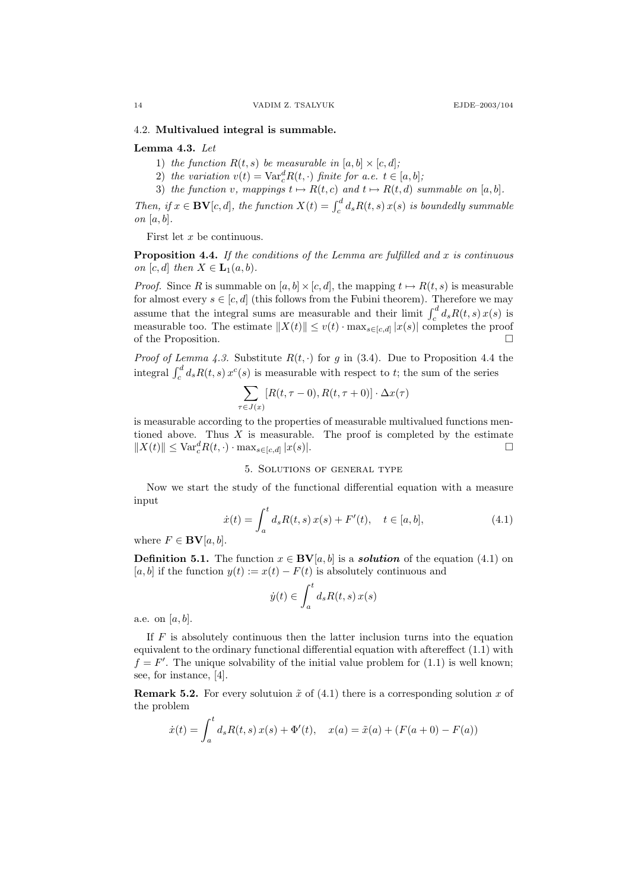### 4.2. **Multivalued integral is summable.**

**Lemma 4.3.** *Let*

1) *the function $R(t,s)$ be measurable in $[a,b]\times[c,d]$;*
2) *the variation $v(t)=\operatorname{Var}_c^d R(t,\cdot)$ finite for a.e. $t\in[a,b]$;*
3) *the function $v$, mappings $t\mapsto R(t,c)$ and $t\mapsto R(t,d)$ summable on $[a,b]$.*

*Then, if $x\in\mathbf{BV}[c,d]$, the function $X(t)=\int_c^d d_sR(t,s)\,x(s)$ is boundedly summable on $[a,b]$.*

First let $x$ be continuous.

**Proposition 4.4.** *If the conditions of the Lemma are fulfilled and $x$ is continuous on $[c,d]$ then $X\in\mathbf{L}_1(a,b)$.*

*Proof.* Since $R$ is summable on $[a,b]\times[c,d]$, the mapping $t\mapsto R(t,s)$ is measurable for almost every $s\in[c,d]$ (this follows from the Fubini theorem). Therefore we may assume that the integral sums are measurable and their limit $\int_c^d d_sR(t,s)\,x(s)$ is measurable too. The estimate $\|X(t)\|\le v(t)\cdot\max_{s\in[c,d]}|x(s)|$ completes the proof of the Proposition. $\square$

*Proof of Lemma 4.3.* Substitute $R(t,\cdot)$ for $g$ in (3.4). Due to Proposition 4.4 the integral $\int_c^d d_sR(t,s)\,x^c(s)$ is measurable with respect to $t$; the sum of the series

$$\sum_{\tau\in J(x)}[R(t,\tau-0),R(t,\tau+0)]\cdot\Delta x(\tau)$$

is measurable according to the properties of measurable multivalued functions mentioned above. Thus $X$ is measurable. The proof is completed by the estimate $\|X(t)\|\le\operatorname{Var}_c^d R(t,\cdot)\cdot\max_{s\in[c,d]}|x(s)|$. $\square$

## 5. Solutions of general type

Now we start the study of the functional differential equation with a measure input

$$\dot{x}(t)=\int_a^t d_sR(t,s)\,x(s)+F'(t),\quad t\in[a,b],\tag{4.1}$$

where $F\in\mathbf{BV}[a,b]$.

**Definition 5.1.** The function $x\in\mathbf{BV}[a,b]$ is a ***solution*** of the equation (4.1) on $[a,b]$ if the function $y(t):=x(t)-F(t)$ is absolutely continuous and

$$\dot{y}(t)\in\int_a^t d_sR(t,s)\,x(s)$$

a.e. on $[a,b]$.

If $F$ is absolutely continuous then the latter inclusion turns into the equation equivalent to the ordinary functional differential equation with aftereffect (1.1) with $f=F'$. The unique solvability of the initial value problem for (1.1) is well known; see, for instance, [4].

**Remark 5.2.** For every solutuion $\tilde{x}$ of (4.1) there is a corresponding solution $x$ of the problem

$$\dot{x}(t)=\int_a^t d_sR(t,s)\,x(s)+\Phi'(t),\quad x(a)=\tilde{x}(a)+(F(a+0)-F(a))$$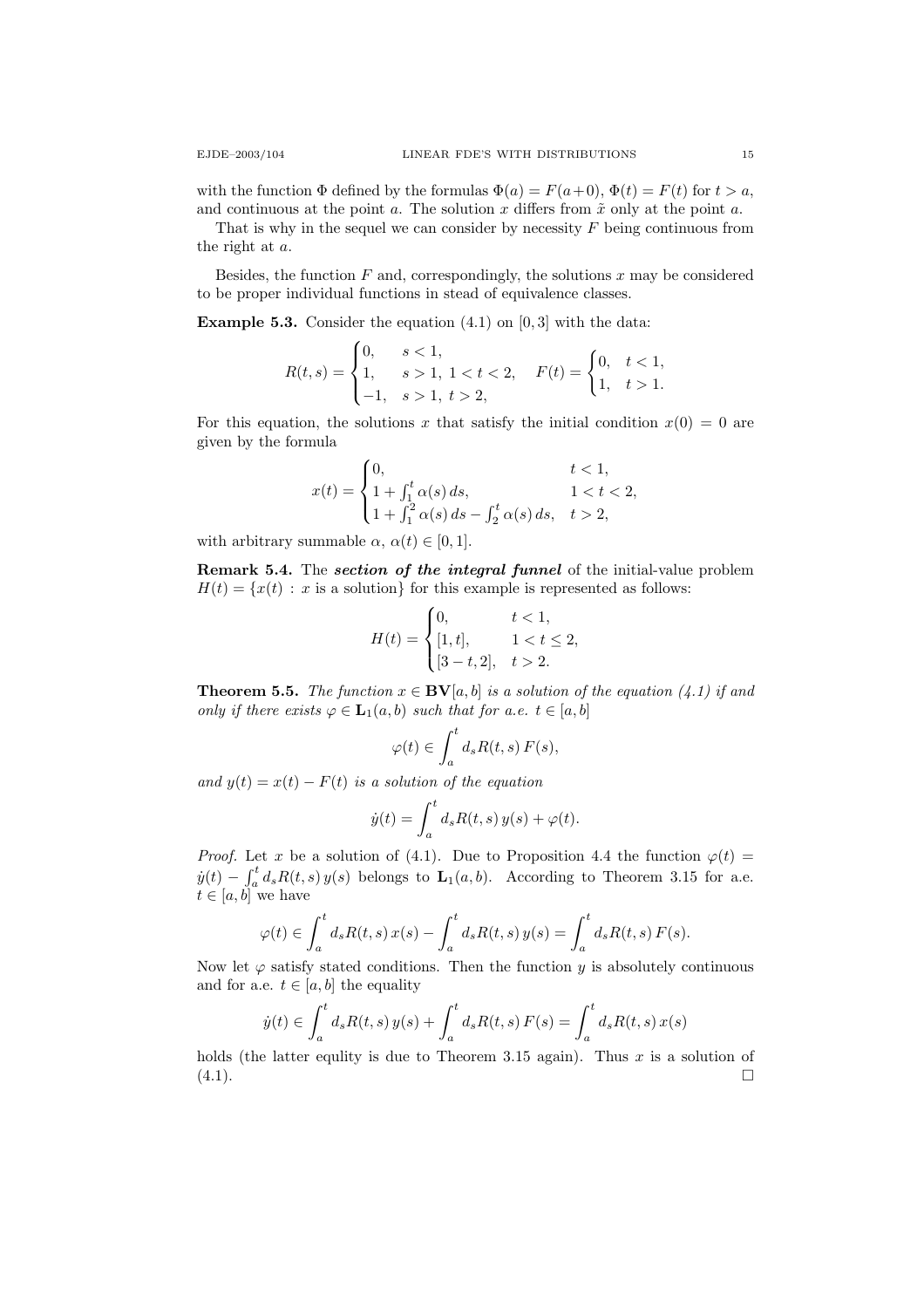with the function $\Phi$ defined by the formulas $\Phi(a) = F(a+0)$, $\Phi(t) = F(t)$ for $t > a$, and continuous at the point $a$. The solution $x$ differs from $\tilde{x}$ only at the point $a$.

That is why in the sequel we can consider by necessity $F$ being continuous from the right at $a$.

Besides, the function $F$ and, correspondingly, the solutions $x$ may be considered to be proper individual functions in stead of equivalence classes.

**Example 5.3.** Consider the equation (4.1) on $[0, 3]$ with the data:

$$R(t,s) = \begin{cases} 0, & s < 1, \\ 1, & s > 1,\ 1 < t < 2, \\ -1, & s > 1,\ t > 2, \end{cases} \quad F(t) = \begin{cases} 0, & t < 1, \\ 1, & t > 1. \end{cases}$$

For this equation, the solutions $x$ that satisfy the initial condition $x(0) = 0$ are given by the formula

$$x(t) = \begin{cases} 0, & t < 1, \\ 1 + \int_1^t \alpha(s)\,ds, & 1 < t < 2, \\ 1 + \int_1^2 \alpha(s)\,ds - \int_2^t \alpha(s)\,ds, & t > 2, \end{cases}$$

with arbitrary summable $\alpha$, $\alpha(t) \in [0, 1]$.

**Remark 5.4.** The ***section of the integral funnel*** of the initial-value problem $H(t) = \{x(t) : x \text{ is a solution}\}$ for this example is represented as follows:

$$H(t) = \begin{cases} 0, & t < 1, \\ [1, t], & 1 < t \le 2, \\ [3 - t, 2], & t > 2. \end{cases}$$

**Theorem 5.5.** *The function $x \in \mathbf{BV}[a, b]$ is a solution of the equation (4.1) if and only if there exists $\varphi \in \mathbf{L}_1(a, b)$ such that for a.e. $t \in [a, b]$*

$$\varphi(t) \in \int_a^t d_s R(t,s)\, F(s),$$

*and $y(t) = x(t) - F(t)$ is a solution of the equation*

$$\dot{y}(t) = \int_a^t d_s R(t,s)\, y(s) + \varphi(t).$$

*Proof.* Let $x$ be a solution of (4.1). Due to Proposition 4.4 the function $\varphi(t) = \dot{y}(t) - \int_a^t d_s R(t,s)\, y(s)$ belongs to $\mathbf{L}_1(a, b)$. According to Theorem 3.15 for a.e. $t \in [a, b]$ we have

$$\varphi(t) \in \int_a^t d_s R(t,s)\, x(s) - \int_a^t d_s R(t,s)\, y(s) = \int_a^t d_s R(t,s)\, F(s).$$

Now let $\varphi$ satisfy stated conditions. Then the function $y$ is absolutely continuous and for a.e. $t \in [a, b]$ the equality

$$\dot{y}(t) \in \int_a^t d_s R(t,s)\, y(s) + \int_a^t d_s R(t,s)\, F(s) = \int_a^t d_s R(t,s)\, x(s)$$

holds (the latter equlity is due to Theorem 3.15 again). Thus $x$ is a solution of (4.1). $\square$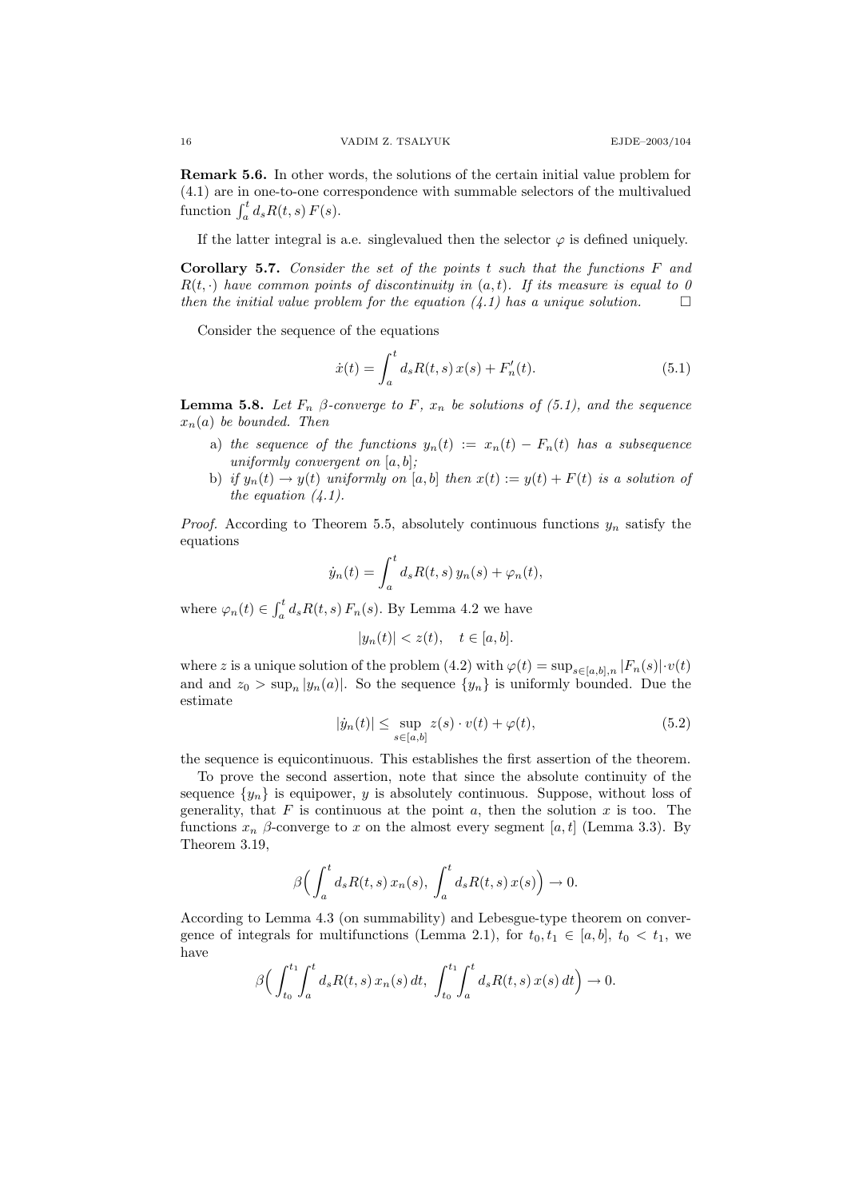**Remark 5.6.** In other words, the solutions of the certain initial value problem for (4.1) are in one-to-one correspondence with summable selectors of the multivalued function $\int_a^t d_s R(t,s)\, F(s)$.

If the latter integral is a.e. singlevalued then the selector $\varphi$ is defined uniquely.

**Corollary 5.7.** *Consider the set of the points $t$ such that the functions $F$ and $R(t,\cdot)$ have common points of discontinuity in $(a,t)$. If its measure is equal to 0 then the initial value problem for the equation (4.1) has a unique solution.* $\square$

Consider the sequence of the equations

$$\dot{x}(t) = \int_a^t d_s R(t,s)\, x(s) + F_n'(t). \tag{5.1}$$

**Lemma 5.8.** *Let $F_n$ $\beta$-converge to $F$, $x_n$ be solutions of (5.1), and the sequence $x_n(a)$ be bounded. Then*

a) *the sequence of the functions $y_n(t) := x_n(t) - F_n(t)$ has a subsequence uniformly convergent on $[a,b]$;*
b) *if $y_n(t) \to y(t)$ uniformly on $[a,b]$ then $x(t) := y(t) + F(t)$ is a solution of the equation (4.1).*

*Proof.* According to Theorem 5.5, absolutely continuous functions $y_n$ satisfy the equations

$$\dot{y}_n(t) = \int_a^t d_s R(t,s)\, y_n(s) + \varphi_n(t),$$

where $\varphi_n(t) \in \int_a^t d_s R(t,s)\, F_n(s)$. By Lemma 4.2 we have

$$|y_n(t)| < z(t), \quad t \in [a,b].$$

where $z$ is a unique solution of the problem (4.2) with $\varphi(t) = \sup_{s\in[a,b],n} |F_n(s)| \cdot v(t)$ and and $z_0 > \sup_n |y_n(a)|$. So the sequence $\{y_n\}$ is uniformly bounded. Due the estimate

$$|\dot{y}_n(t)| \le \sup_{s\in[a,b]} z(s) \cdot v(t) + \varphi(t), \tag{5.2}$$

the sequence is equicontinuous. This establishes the first assertion of the theorem.

To prove the second assertion, note that since the absolute continuity of the sequence $\{y_n\}$ is equipower, $y$ is absolutely continuous. Suppose, without loss of generality, that $F$ is continuous at the point $a$, then the solution $x$ is too. The functions $x_n$ $\beta$-converge to $x$ on the almost every segment $[a,t]$ (Lemma 3.3). By Theorem 3.19,

$$\beta\Big(\int_a^t d_s R(t,s)\, x_n(s),\ \int_a^t d_s R(t,s)\, x(s)\Big) \to 0.$$

According to Lemma 4.3 (on summability) and Lebesgue-type theorem on convergence of integrals for multifunctions (Lemma 2.1), for $t_0, t_1 \in [a,b]$, $t_0 < t_1$, we have

$$\beta\Big(\int_{t_0}^{t_1}\int_a^t d_s R(t,s)\, x_n(s)\, dt,\ \int_{t_0}^{t_1}\int_a^t d_s R(t,s)\, x(s)\, dt\Big) \to 0.$$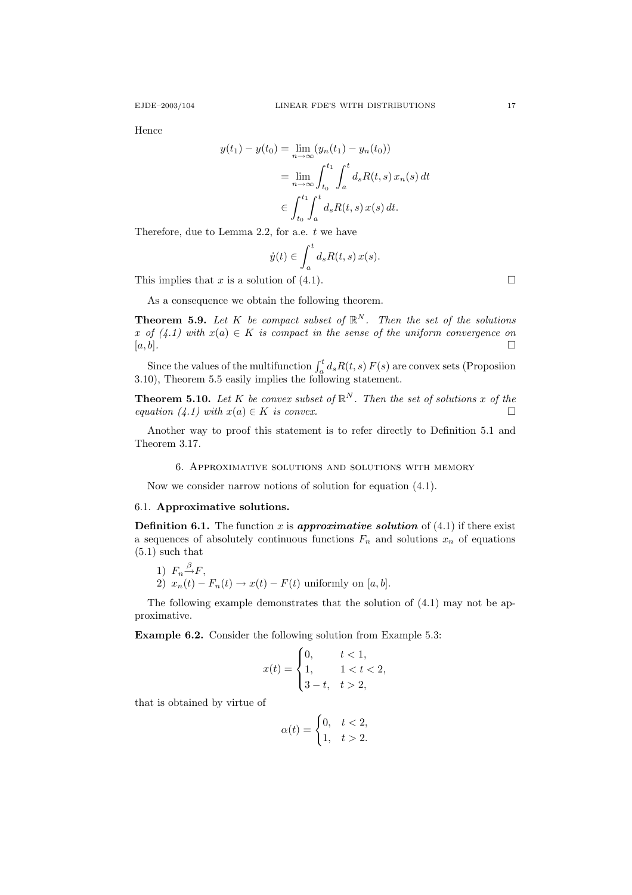Hence

$$
\begin{aligned}
y(t_1) - y(t_0) &= \lim_{n\to\infty} (y_n(t_1) - y_n(t_0)) \\
&= \lim_{n\to\infty} \int_{t_0}^{t_1} \int_a^t d_s R(t,s)\, x_n(s)\, dt \\
&\in \int_{t_0}^{t_1} \int_a^t d_s R(t,s)\, x(s)\, dt.
\end{aligned}
$$

Therefore, due to Lemma 2.2, for a.e. $t$ we have

$$
\dot{y}(t) \in \int_a^t d_s R(t,s)\, x(s).
$$

This implies that $x$ is a solution of (4.1). □

As a consequence we obtain the following theorem.

**Theorem 5.9.** *Let $K$ be compact subset of $\mathbb{R}^N$. Then the set of the solutions $x$ of (4.1) with $x(a) \in K$ is compact in the sense of the uniform convergence on $[a,b]$.* □

Since the values of the multifunction $\int_a^t d_s R(t,s)\, F(s)$ are convex sets (Proposiion 3.10), Theorem 5.5 easily implies the following statement.

**Theorem 5.10.** *Let $K$ be convex subset of $\mathbb{R}^N$. Then the set of solutions $x$ of the equation (4.1) with $x(a) \in K$ is convex.* □

Another way to proof this statement is to refer directly to Definition 5.1 and Theorem 3.17.

## 6. Approximative solutions and solutions with memory

Now we consider narrow notions of solution for equation (4.1).

### 6.1. Approximative solutions.

**Definition 6.1.** The function $x$ is ***approximative solution*** of (4.1) if there exist a sequences of absolutely continuous functions $F_n$ and solutions $x_n$ of equations (5.1) such that

1) $F_n \xrightarrow{\beta} F$,
2) $x_n(t) - F_n(t) \to x(t) - F(t)$ uniformly on $[a,b]$.

The following example demonstrates that the solution of (4.1) may not be approximative.

**Example 6.2.** Consider the following solution from Example 5.3:

$$
x(t) = \begin{cases} 0, & t < 1, \\ 1, & 1 < t < 2, \\ 3 - t, & t > 2, \end{cases}
$$

that is obtained by virtue of

$$
\alpha(t) = \begin{cases} 0, & t < 2, \\ 1, & t > 2. \end{cases}
$$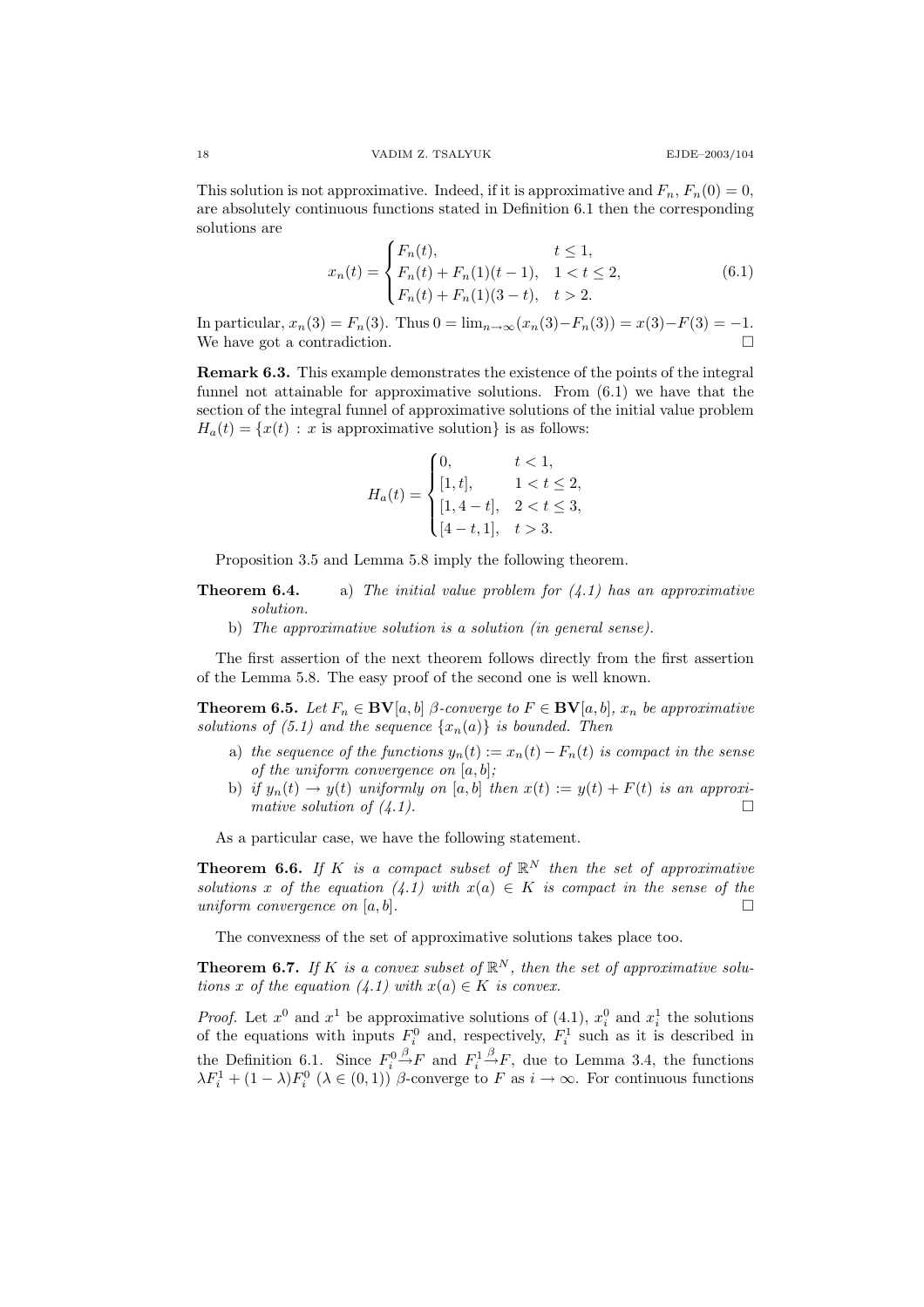This solution is not approximative. Indeed, if it is approximative and $F_n$, $F_n(0) = 0$, are absolutely continuous functions stated in Definition 6.1 then the corresponding solutions are

$$x_n(t) = \begin{cases} F_n(t), & t \le 1, \\ F_n(t) + F_n(1)(t-1), & 1 < t \le 2, \\ F_n(t) + F_n(1)(3-t), & t > 2. \end{cases} \tag{6.1}$$

In particular, $x_n(3) = F_n(3)$. Thus $0 = \lim_{n\to\infty}(x_n(3) - F_n(3)) = x(3) - F(3) = -1$. We have got a contradiction. $\square$

**Remark 6.3.** This example demonstrates the existence of the points of the integral funnel not attainable for approximative solutions. From (6.1) we have that the section of the integral funnel of approximative solutions of the initial value problem $H_a(t) = \{x(t) : x \text{ is approximative solution}\}$ is as follows:

$$H_a(t) = \begin{cases} 0, & t < 1, \\ [1, t], & 1 < t \le 2, \\ [1, 4-t], & 2 < t \le 3, \\ [4-t, 1], & t > 3. \end{cases}$$

Proposition 3.5 and Lemma 5.8 imply the following theorem.

**Theorem 6.4.** a) *The initial value problem for (4.1) has an approximative solution.*

b) *The approximative solution is a solution (in general sense).*

The first assertion of the next theorem follows directly from the first assertion of the Lemma 5.8. The easy proof of the second one is well known.

**Theorem 6.5.** *Let $F_n \in \mathbf{BV}[a, b]$ $\beta$-converge to $F \in \mathbf{BV}[a, b]$, $x_n$ be approximative solutions of (5.1) and the sequence $\{x_n(a)\}$ is bounded. Then*

a) *the sequence of the functions $y_n(t) := x_n(t) - F_n(t)$ is compact in the sense of the uniform convergence on $[a, b]$;*

b) *if $y_n(t) \to y(t)$ uniformly on $[a, b]$ then $x(t) := y(t) + F(t)$ is an approximative solution of (4.1).* $\square$

As a particular case, we have the following statement.

**Theorem 6.6.** *If $K$ is a compact subset of $\mathbb{R}^N$ then the set of approximative solutions $x$ of the equation (4.1) with $x(a) \in K$ is compact in the sense of the uniform convergence on $[a, b]$.* $\square$

The convexness of the set of approximative solutions takes place too.

**Theorem 6.7.** *If $K$ is a convex subset of $\mathbb{R}^N$, then the set of approximative solutions $x$ of the equation (4.1) with $x(a) \in K$ is convex.*

*Proof.* Let $x^0$ and $x^1$ be approximative solutions of (4.1), $x_i^0$ and $x_i^1$ the solutions of the equations with inputs $F_i^0$ and, respectively, $F_i^1$ such as it is described in the Definition 6.1. Since $F_i^0 \xrightarrow{\beta} F$ and $F_i^1 \xrightarrow{\beta} F$, due to Lemma 3.4, the functions $\lambda F_i^1 + (1-\lambda)F_i^0$ ($\lambda \in (0, 1)$) $\beta$-converge to $F$ as $i \to \infty$. For continuous functions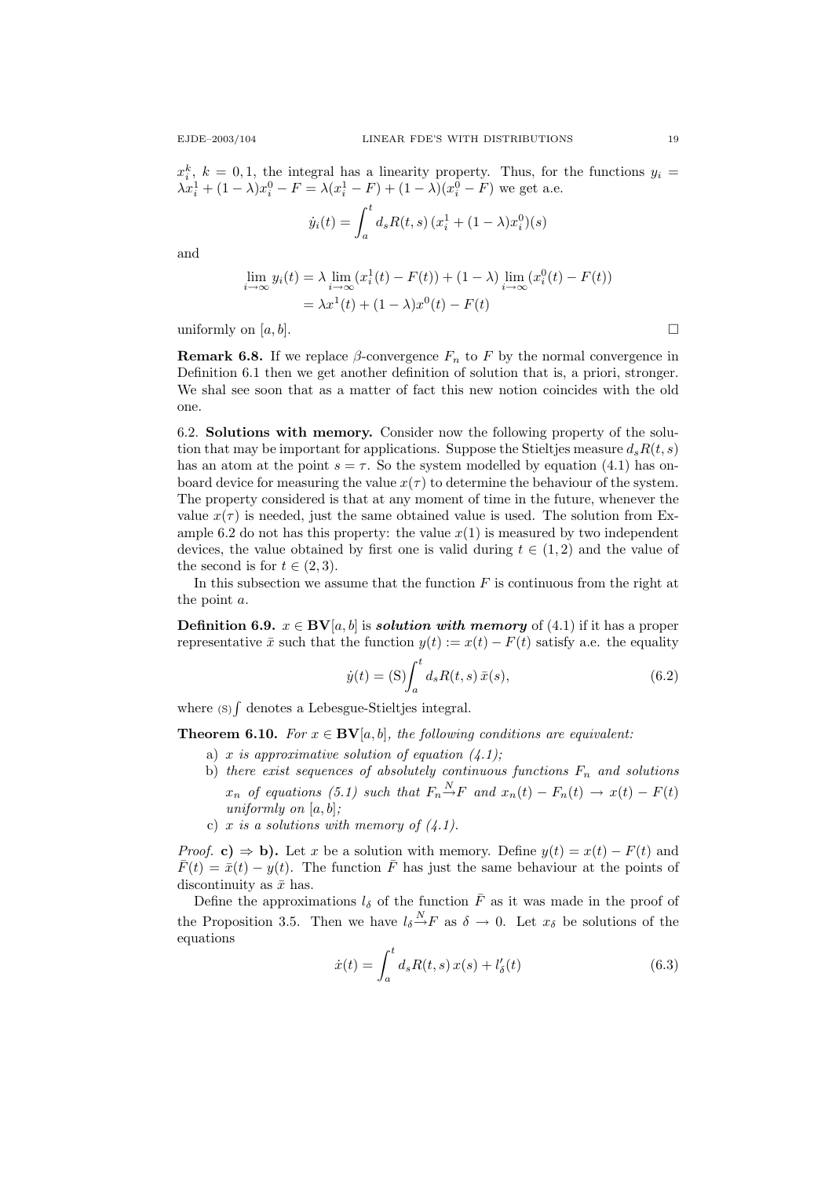$x_i^k$, $k = 0, 1$, the integral has a linearity property. Thus, for the functions $y_i = \lambda x_i^1 + (1-\lambda)x_i^0 - F = \lambda(x_i^1 - F) + (1-\lambda)(x_i^0 - F)$ we get a.e.

$$\dot{y}_i(t) = \int_a^t d_s R(t,s)\,(x_i^1 + (1-\lambda)x_i^0)(s)$$

and

$$\begin{aligned}\lim_{i\to\infty} y_i(t) &= \lambda \lim_{i\to\infty}(x_i^1(t) - F(t)) + (1-\lambda)\lim_{i\to\infty}(x_i^0(t) - F(t)) \\ &= \lambda x^1(t) + (1-\lambda)x^0(t) - F(t)\end{aligned}$$

uniformly on $[a, b]$. □

**Remark 6.8.** If we replace $\beta$-convergence $F_n$ to $F$ by the normal convergence in Definition 6.1 then we get another definition of solution that is, a priori, stronger. We shal see soon that as a matter of fact this new notion coincides with the old one.

6.2. **Solutions with memory.** Consider now the following property of the solution that may be important for applications. Suppose the Stieltjes measure $d_s R(t,s)$ has an atom at the point $s = \tau$. So the system modelled by equation (4.1) has onboard device for measuring the value $x(\tau)$ to determine the behaviour of the system. The property considered is that at any moment of time in the future, whenever the value $x(\tau)$ is needed, just the same obtained value is used. The solution from Example 6.2 do not has this property: the value $x(1)$ is measured by two independent devices, the value obtained by first one is valid during $t \in (1, 2)$ and the value of the second is for $t \in (2, 3)$.

In this subsection we assume that the function $F$ is continuous from the right at the point $a$.

**Definition 6.9.** $x \in \mathbf{BV}[a, b]$ is ***solution with memory*** of (4.1) if it has a proper representative $\bar{x}$ such that the function $y(t) := x(t) - F(t)$ satisfy a.e. the equality

$$\dot{y}(t) = (\mathrm{S})\!\int_a^t d_s R(t,s)\,\bar{x}(s), \tag{6.2}$$

where $(\mathrm{S})\!\int$ denotes a Lebesgue-Stieltjes integral.

**Theorem 6.10.** *For $x \in \mathbf{BV}[a, b]$, the following conditions are equivalent:*

a) *$x$ is approximative solution of equation (4.1);*
b) *there exist sequences of absolutely continuous functions $F_n$ and solutions $x_n$ of equations (5.1) such that $F_n \xrightarrow{N} F$ and $x_n(t) - F_n(t) \to x(t) - F(t)$ uniformly on $[a, b]$;*
c) *$x$ is a solutions with memory of (4.1).*

*Proof.* **c) ⇒ b).** Let $x$ be a solution with memory. Define $y(t) = x(t) - F(t)$ and $\bar{F}(t) = \bar{x}(t) - y(t)$. The function $\bar{F}$ has just the same behaviour at the points of discontinuity as $\bar{x}$ has.

Define the approximations $l_\delta$ of the function $\bar{F}$ as it was made in the proof of the Proposition 3.5. Then we have $l_\delta \xrightarrow{N} F$ as $\delta \to 0$. Let $x_\delta$ be solutions of the equations

$$\dot{x}(t) = \int_a^t d_s R(t,s)\,x(s) + l'_\delta(t) \tag{6.3}$$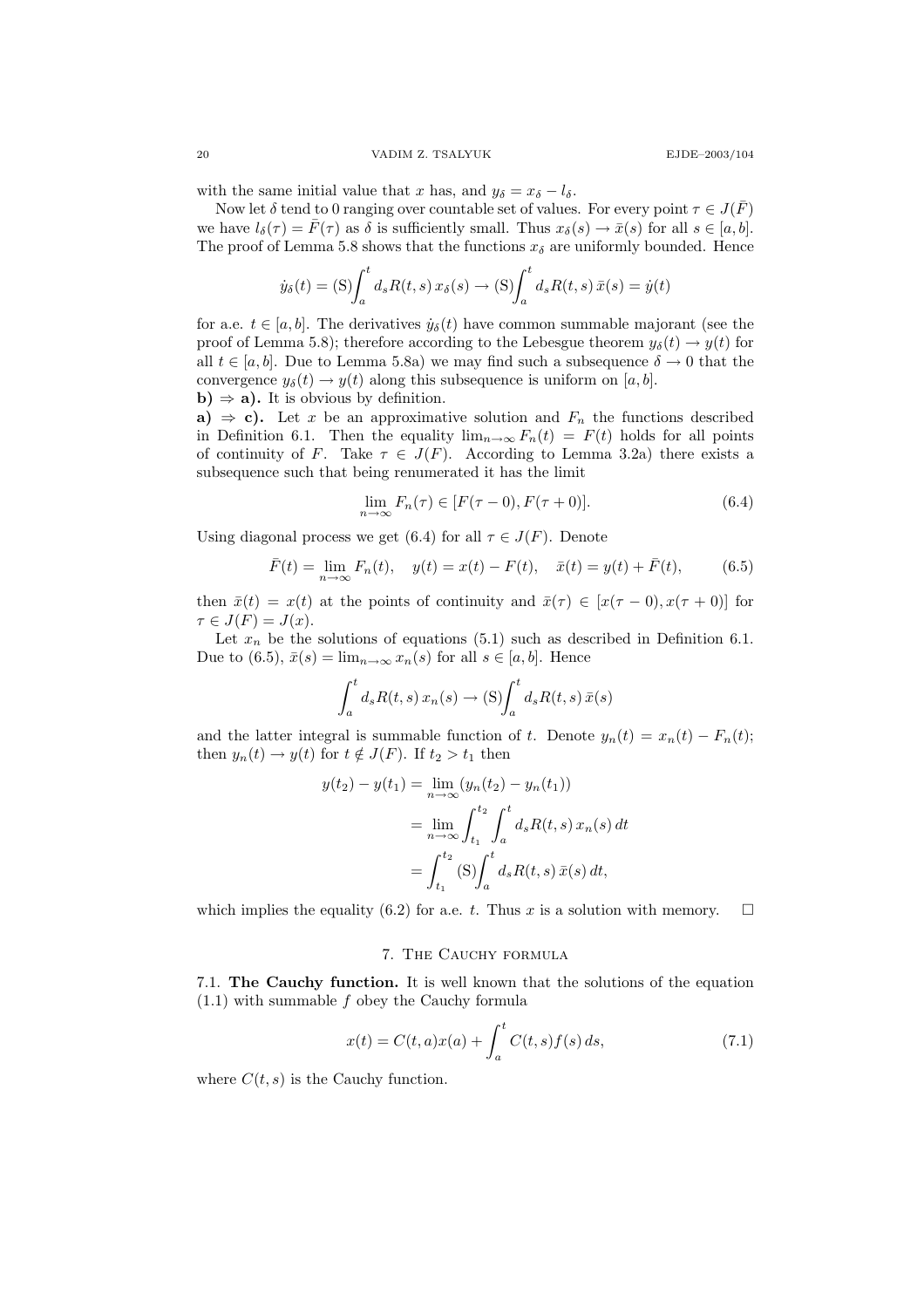with the same initial value that $x$ has, and $y_\delta = x_\delta - l_\delta$.

Now let $\delta$ tend to 0 ranging over countable set of values. For every point $\tau \in J(\bar{F})$ we have $l_\delta(\tau) = \bar{F}(\tau)$ as $\delta$ is sufficiently small. Thus $x_\delta(s) \to \bar{x}(s)$ for all $s \in [a,b]$. The proof of Lemma 5.8 shows that the functions $x_\delta$ are uniformly bounded. Hence

$$\dot{y}_\delta(t) = (\mathrm{S})\!\int_a^t d_s R(t,s)\, x_\delta(s) \to (\mathrm{S})\!\int_a^t d_s R(t,s)\, \bar{x}(s) = \dot{y}(t)$$

for a.e. $t \in [a,b]$. The derivatives $\dot{y}_\delta(t)$ have common summable majorant (see the proof of Lemma 5.8); therefore according to the Lebesgue theorem $y_\delta(t) \to y(t)$ for all $t \in [a,b]$. Due to Lemma 5.8a) we may find such a subsequence $\delta \to 0$ that the convergence $y_\delta(t) \to y(t)$ along this subsequence is uniform on $[a,b]$.

**b) $\Rightarrow$ a).** It is obvious by definition.

**a) $\Rightarrow$ c).** Let $x$ be an approximative solution and $F_n$ the functions described in Definition 6.1. Then the equality $\lim_{n\to\infty} F_n(t) = F(t)$ holds for all points of continuity of $F$. Take $\tau \in J(F)$. According to Lemma 3.2a) there exists a subsequence such that being renumerated it has the limit

$$\lim_{n\to\infty} F_n(\tau) \in [F(\tau - 0), F(\tau + 0)]. \tag{6.4}$$

Using diagonal process we get (6.4) for all $\tau \in J(F)$. Denote

$$\bar{F}(t) = \lim_{n\to\infty} F_n(t), \quad y(t) = x(t) - F(t), \quad \bar{x}(t) = y(t) + \bar{F}(t), \tag{6.5}$$

then $\bar{x}(t) = x(t)$ at the points of continuity and $\bar{x}(\tau) \in [x(\tau - 0), x(\tau + 0)]$ for $\tau \in J(F) = J(x)$.

Let $x_n$ be the solutions of equations (5.1) such as described in Definition 6.1. Due to (6.5), $\bar{x}(s) = \lim_{n\to\infty} x_n(s)$ for all $s \in [a,b]$. Hence

$$\int_a^t d_s R(t,s)\, x_n(s) \to (\mathrm{S})\!\int_a^t d_s R(t,s)\, \bar{x}(s)$$

and the latter integral is summable function of $t$. Denote $y_n(t) = x_n(t) - F_n(t)$; then $y_n(t) \to y(t)$ for $t \notin J(F)$. If $t_2 > t_1$ then

$$\begin{aligned}
y(t_2) - y(t_1) &= \lim_{n\to\infty} (y_n(t_2) - y_n(t_1)) \\
&= \lim_{n\to\infty} \int_{t_1}^{t_2} \int_a^t d_s R(t,s)\, x_n(s)\, dt \\
&= \int_{t_1}^{t_2} (\mathrm{S})\!\int_a^t d_s R(t,s)\, \bar{x}(s)\, dt,
\end{aligned}$$

which implies the equality (6.2) for a.e. $t$. Thus $x$ is a solution with memory. $\square$

## 7. The Cauchy formula

**7.1. The Cauchy function.** It is well known that the solutions of the equation (1.1) with summable $f$ obey the Cauchy formula

$$x(t) = C(t,a)x(a) + \int_a^t C(t,s) f(s)\, ds, \tag{7.1}$$

where $C(t,s)$ is the Cauchy function.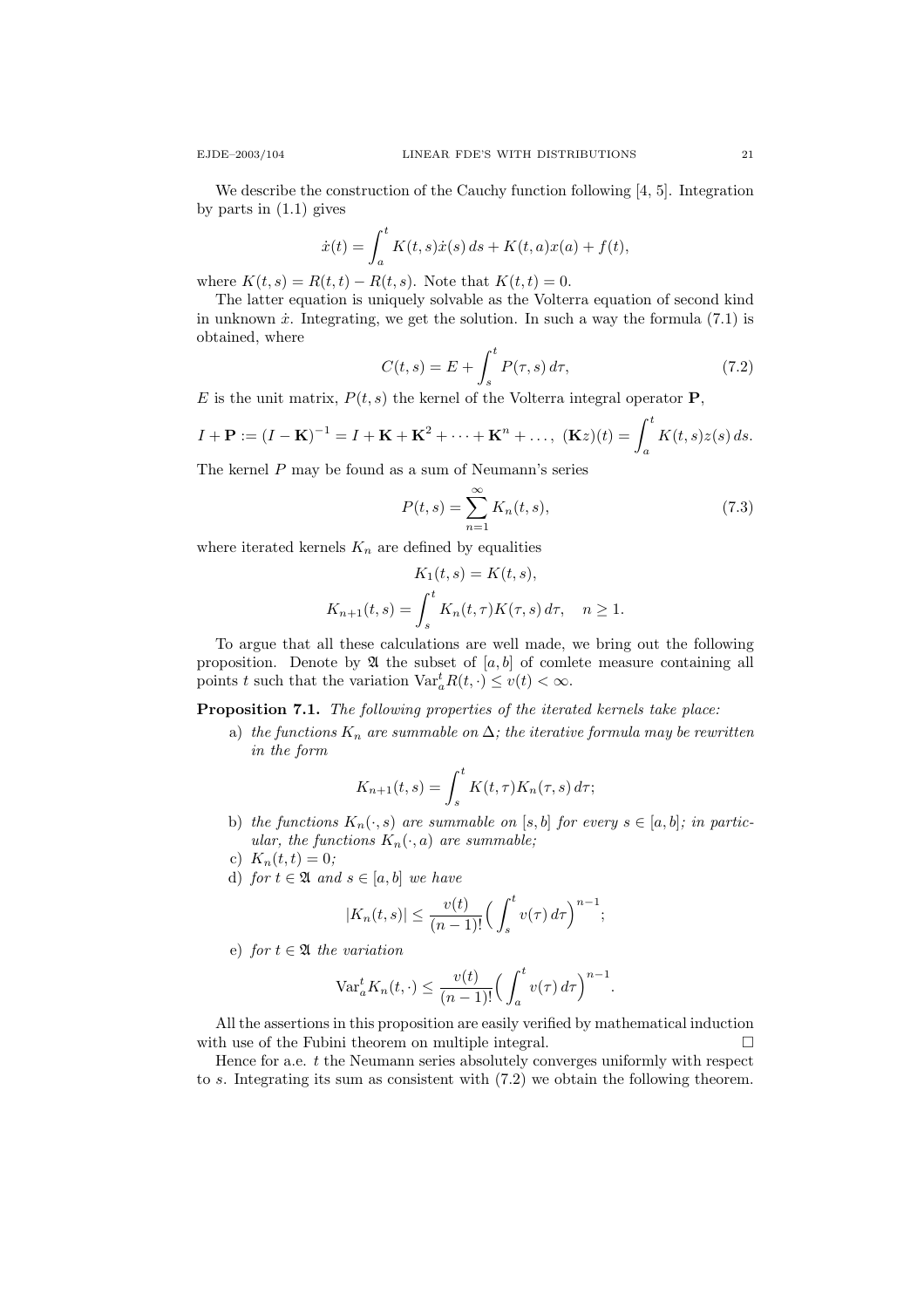We describe the construction of the Cauchy function following [4, 5]. Integration by parts in (1.1) gives

$$\dot{x}(t) = \int_a^t K(t,s)\dot{x}(s)\,ds + K(t,a)x(a) + f(t),$$

where $K(t,s) = R(t,t) - R(t,s)$. Note that $K(t,t) = 0$.

The latter equation is uniquely solvable as the Volterra equation of second kind in unknown $\dot{x}$. Integrating, we get the solution. In such a way the formula (7.1) is obtained, where

$$C(t,s) = E + \int_s^t P(\tau,s)\,d\tau, \tag{7.2}$$

$E$ is the unit matrix, $P(t,s)$ the kernel of the Volterra integral operator $\mathbf{P}$,

$$I + \mathbf{P} := (I - \mathbf{K})^{-1} = I + \mathbf{K} + \mathbf{K}^2 + \dots + \mathbf{K}^n + \dots,\ (\mathbf{K}z)(t) = \int_a^t K(t,s)z(s)\,ds.$$

The kernel $P$ may be found as a sum of Neumann's series

$$P(t,s) = \sum_{n=1}^{\infty} K_n(t,s), \tag{7.3}$$

where iterated kernels $K_n$ are defined by equalities

$$K_1(t,s) = K(t,s),$$

$$K_{n+1}(t,s) = \int_s^t K_n(t,\tau)K(\tau,s)\,d\tau, \quad n \geq 1.$$

To argue that all these calculations are well made, we bring out the following proposition. Denote by $\mathfrak{A}$ the subset of $[a,b]$ of comlete measure containing all points $t$ such that the variation $\operatorname{Var}_a^t R(t,\cdot) \leq v(t) < \infty$.

**Proposition 7.1.** *The following properties of the iterated kernels take place:*

a) *the functions $K_n$ are summable on $\Delta$; the iterative formula may be rewritten in the form*

$$K_{n+1}(t,s) = \int_s^t K(t,\tau)K_n(\tau,s)\,d\tau;$$

b) *the functions $K_n(\cdot,s)$ are summable on $[s,b]$ for every $s \in [a,b]$; in particular, the functions $K_n(\cdot,a)$ are summable;*

c) $K_n(t,t) = 0$*;*

d) *for $t \in \mathfrak{A}$ and $s \in [a,b]$ we have*

$$|K_n(t,s)| \leq \frac{v(t)}{(n-1)!}\Big(\int_s^t v(\tau)\,d\tau\Big)^{n-1};$$

e) *for $t \in \mathfrak{A}$ the variation*

$$\operatorname{Var}_a^t K_n(t,\cdot) \leq \frac{v(t)}{(n-1)!}\Big(\int_a^t v(\tau)\,d\tau\Big)^{n-1}.$$

All the assertions in this proposition are easily verified by mathematical induction with use of the Fubini theorem on multiple integral. $\square$

Hence for a.e. $t$ the Neumann series absolutely converges uniformly with respect to $s$. Integrating its sum as consistent with (7.2) we obtain the following theorem.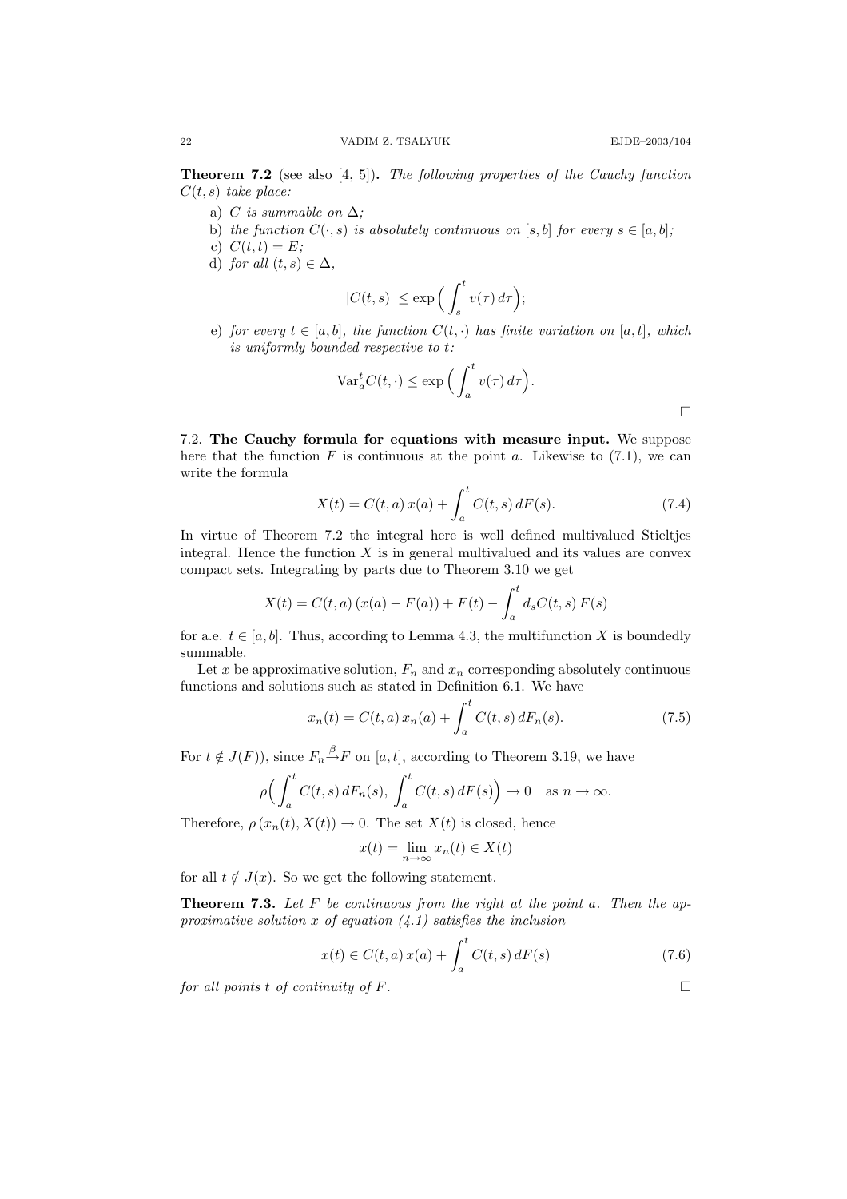**Theorem 7.2** (see also [4, 5]). *The following properties of the Cauchy function $C(t,s)$ take place:*

a) *$C$ is summable on $\Delta$;*

b) *the function $C(\cdot,s)$ is absolutely continuous on $[s,b]$ for every $s \in [a,b]$;*

c) *$C(t,t) = E$;*

d) *for all $(t,s) \in \Delta$,*

$$|C(t,s)| \le \exp\Big(\int_s^t v(\tau)\,d\tau\Big);$$

e) *for every $t \in [a,b]$, the function $C(t,\cdot)$ has finite variation on $[a,t]$, which is uniformly bounded respective to $t$:*

$$\operatorname{Var}_a^t C(t,\cdot) \le \exp\Big(\int_a^t v(\tau)\,d\tau\Big).$$

□

7.2. **The Cauchy formula for equations with measure input.** We suppose here that the function $F$ is continuous at the point $a$. Likewise to (7.1), we can write the formula

$$X(t) = C(t,a)\,x(a) + \int_a^t C(t,s)\,dF(s). \tag{7.4}$$

In virtue of Theorem 7.2 the integral here is well defined multivalued Stieltjes integral. Hence the function $X$ is in general multivalued and its values are convex compact sets. Integrating by parts due to Theorem 3.10 we get

$$X(t) = C(t,a)\,(x(a) - F(a)) + F(t) - \int_a^t d_s C(t,s)\,F(s)$$

for a.e. $t \in [a,b]$. Thus, according to Lemma 4.3, the multifunction $X$ is boundedly summable.

Let $x$ be approximative solution, $F_n$ and $x_n$ corresponding absolutely continuous functions and solutions such as stated in Definition 6.1. We have

$$x_n(t) = C(t,a)\,x_n(a) + \int_a^t C(t,s)\,dF_n(s). \tag{7.5}$$

For $t \notin J(F)$), since $F_n \overset{\beta}{\to} F$ on $[a,t]$, according to Theorem 3.19, we have

$$\rho\Big(\int_a^t C(t,s)\,dF_n(s),\ \int_a^t C(t,s)\,dF(s)\Big) \to 0 \quad \text{as } n \to \infty.$$

Therefore, $\rho\,(x_n(t), X(t)) \to 0$. The set $X(t)$ is closed, hence

$$x(t) = \lim_{n\to\infty} x_n(t) \in X(t)$$

for all $t \notin J(x)$. So we get the following statement.

**Theorem 7.3.** *Let $F$ be continuous from the right at the point $a$. Then the approximative solution $x$ of equation (4.1) satisfies the inclusion*

$$x(t) \in C(t,a)\,x(a) + \int_a^t C(t,s)\,dF(s) \tag{7.6}$$

*for all points $t$ of continuity of $F$.* □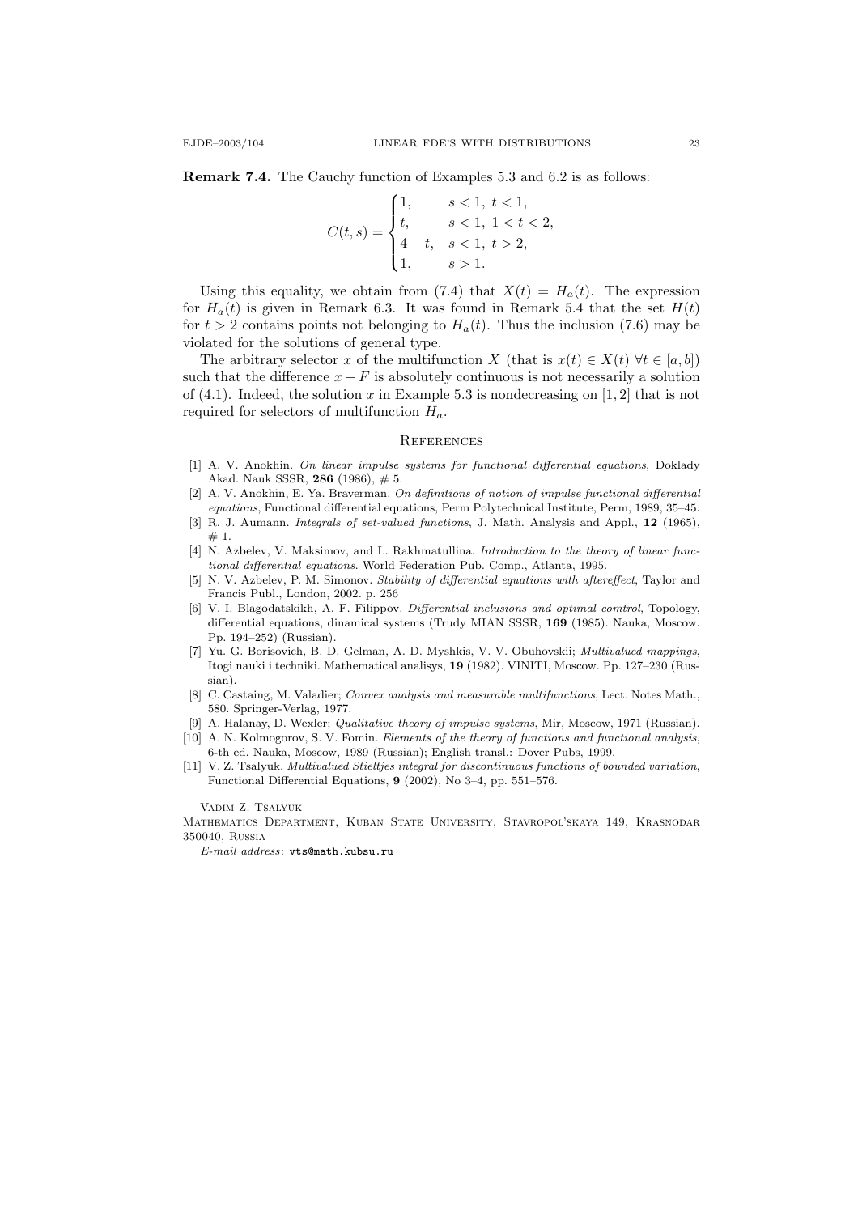**Remark 7.4.** The Cauchy function of Examples 5.3 and 6.2 is as follows:

$$C(t,s) = \begin{cases} 1, & s < 1,\ t < 1, \\ t, & s < 1,\ 1 < t < 2, \\ 4 - t, & s < 1,\ t > 2, \\ 1, & s > 1. \end{cases}$$

Using this equality, we obtain from (7.4) that $X(t) = H_a(t)$. The expression for $H_a(t)$ is given in Remark 6.3. It was found in Remark 5.4 that the set $H(t)$ for $t > 2$ contains points not belonging to $H_a(t)$. Thus the inclusion (7.6) may be violated for the solutions of general type.

The arbitrary selector $x$ of the multifunction $X$ (that is $x(t) \in X(t)\ \forall t \in [a,b]$) such that the difference $x - F$ is absolutely continuous is not necessarily a solution of (4.1). Indeed, the solution $x$ in Example 5.3 is nondecreasing on $[1,2]$ that is not required for selectors of multifunction $H_a$.

## References

[1] A. V. Anokhin. *On linear impulse systems for functional differential equations*, Doklady Akad. Nauk SSSR, **286** (1986), # 5.

[2] A. V. Anokhin, E. Ya. Braverman. *On definitions of notion of impulse functional differential equations*, Functional differential equations, Perm Polytechnical Institute, Perm, 1989, 35–45.

[3] R. J. Aumann. *Integrals of set-valued functions*, J. Math. Analysis and Appl., **12** (1965), # 1.

[4] N. Azbelev, V. Maksimov, and L. Rakhmatullina. *Introduction to the theory of linear functional differential equations*. World Federation Pub. Comp., Atlanta, 1995.

[5] N. V. Azbelev, P. M. Simonov. *Stability of differential equations with aftereffect*, Taylor and Francis Publ., London, 2002. p. 256

[6] V. I. Blagodatskikh, A. F. Filippov. *Differential inclusions and optimal comtrol*, Topology, differential equations, dinamical systems (Trudy MIAN SSSR, **169** (1985). Nauka, Moscow. Pp. 194–252) (Russian).

[7] Yu. G. Borisovich, B. D. Gelman, A. D. Myshkis, V. V. Obuhovskii; *Multivalued mappings*, Itogi nauki i techniki. Mathematical analisys, **19** (1982). VINITI, Moscow. Pp. 127–230 (Russian).

[8] C. Castaing, M. Valadier; *Convex analysis and measurable multifunctions*, Lect. Notes Math., 580. Springer-Verlag, 1977.

[9] A. Halanay, D. Wexler; *Qualitative theory of impulse systems*, Mir, Moscow, 1971 (Russian).

[10] A. N. Kolmogorov, S. V. Fomin. *Elements of the theory of functions and functional analysis*, 6-th ed. Nauka, Moscow, 1989 (Russian); English transl.: Dover Pubs, 1999.

[11] V. Z. Tsalyuk. *Multivalued Stieltjes integral for discontinuous functions of bounded variation*, Functional Differential Equations, **9** (2002), No 3–4, pp. 551–576.

Vadim Z. Tsalyuk

Mathematics Department, Kuban State University, Stavropol'skaya 149, Krasnodar 350040, Russia

*E-mail address*: vts@math.kubsu.ru